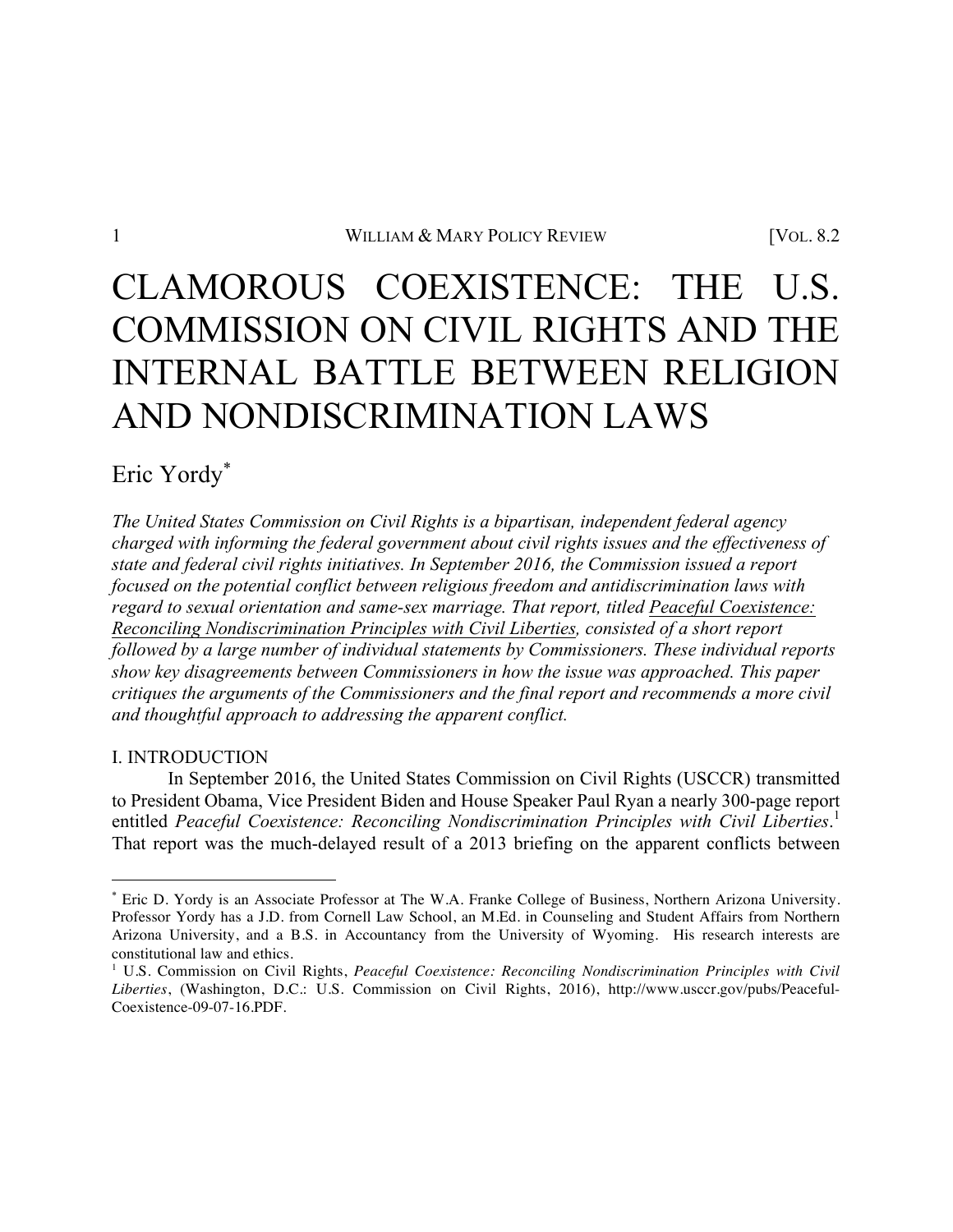# CLAMOROUS COEXISTENCE: THE U.S. COMMISSION ON CIVIL RIGHTS AND THE INTERNAL BATTLE BETWEEN RELIGION AND NONDISCRIMINATION LAWS

Eric Yordy[*]

*The United States Commission on Civil Rights is a bipartisan, independent federal agency charged with informing the federal government about civil rights issues and the effectiveness of state and federal civil rights initiatives. In September 2016, the Commission issued a report focused on the potential conflict between religious freedom and antidiscrimination laws with regard to sexual orientation and same-sex marriage. That report, titled* Peaceful Coexistence: Reconciling Nondiscrimination Principles with Civil Liberties, *consisted of a short report followed by a large number of individual statements by Commissioners. These individual reports show key disagreements between Commissioners in how the issue was approached. This paper critiques the arguments of the Commissioners and the final report and recommends a more civil and thoughtful approach to addressing the apparent conflict.*

## I. INTRODUCTION

In September 2016, the United States Commission on Civil Rights (USCCR) transmitted to President Obama, Vice President Biden and House Speaker Paul Ryan a nearly 300-page report entitled *Peaceful Coexistence: Reconciling Nondiscrimination Principles with Civil Liberties*.[1] That report was the much-delayed result of a 2013 briefing on the apparent conflicts between

---

[*] Eric D. Yordy is an Associate Professor at The W.A. Franke College of Business, Northern Arizona University. Professor Yordy has a J.D. from Cornell Law School, an M.Ed. in Counseling and Student Affairs from Northern Arizona University, and a B.S. in Accountancy from the University of Wyoming. His research interests are constitutional law and ethics.

[1] U.S. Commission on Civil Rights, *Peaceful Coexistence: Reconciling Nondiscrimination Principles with Civil Liberties*, (Washington, D.C.: U.S. Commission on Civil Rights, 2016), http://www.usccr.gov/pubs/Peaceful-Coexistence-09-07-16.PDF.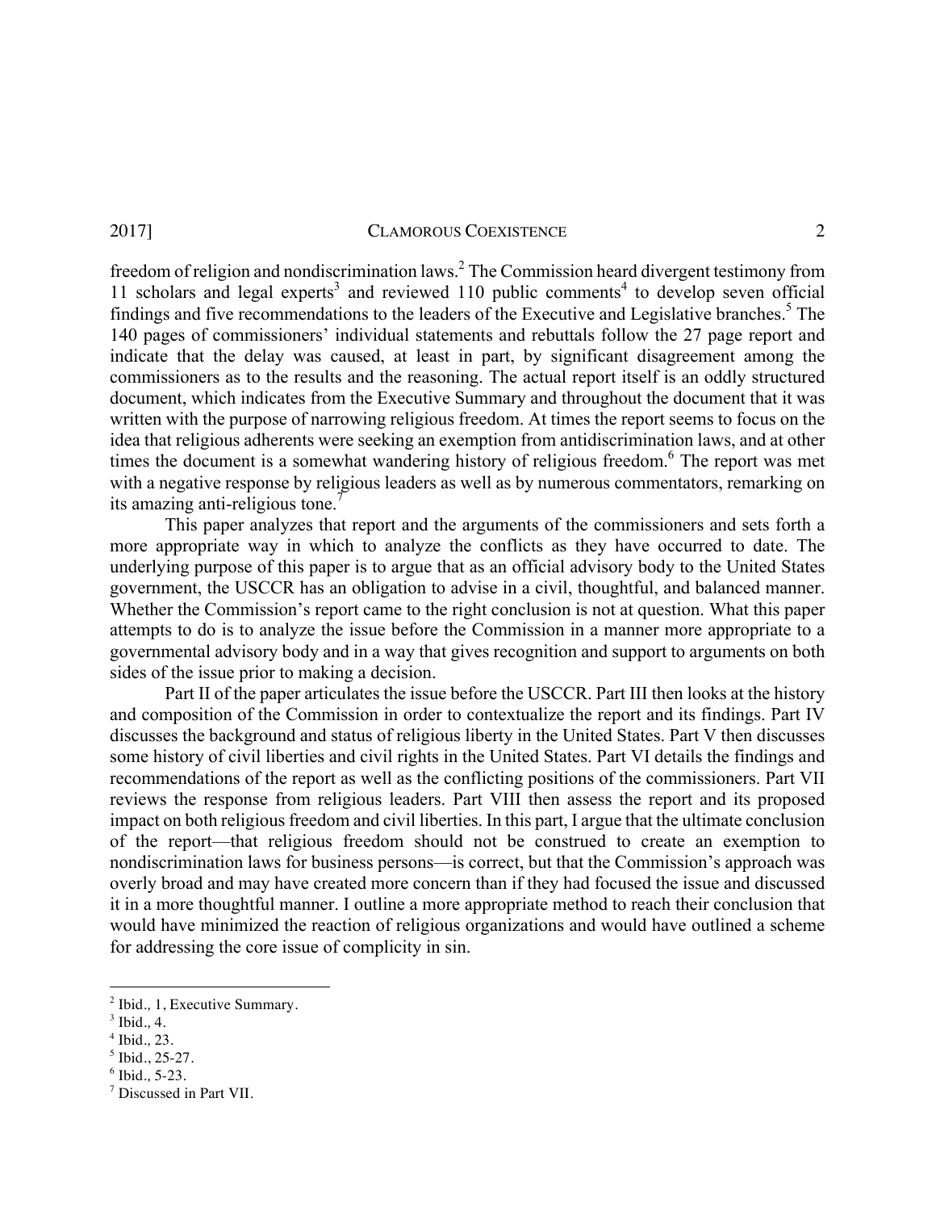freedom of religion and nondiscrimination laws.[2] The Commission heard divergent testimony from 11 scholars and legal experts[3] and reviewed 110 public comments[4] to develop seven official findings and five recommendations to the leaders of the Executive and Legislative branches.[5] The 140 pages of commissioners' individual statements and rebuttals follow the 27 page report and indicate that the delay was caused, at least in part, by significant disagreement among the commissioners as to the results and the reasoning. The actual report itself is an oddly structured document, which indicates from the Executive Summary and throughout the document that it was written with the purpose of narrowing religious freedom. At times the report seems to focus on the idea that religious adherents were seeking an exemption from antidiscrimination laws, and at other times the document is a somewhat wandering history of religious freedom.[6] The report was met with a negative response by religious leaders as well as by numerous commentators, remarking on its amazing anti-religious tone.[7]

This paper analyzes that report and the arguments of the commissioners and sets forth a more appropriate way in which to analyze the conflicts as they have occurred to date. The underlying purpose of this paper is to argue that as an official advisory body to the United States government, the USCCR has an obligation to advise in a civil, thoughtful, and balanced manner. Whether the Commission's report came to the right conclusion is not at question. What this paper attempts to do is to analyze the issue before the Commission in a manner more appropriate to a governmental advisory body and in a way that gives recognition and support to arguments on both sides of the issue prior to making a decision.

Part II of the paper articulates the issue before the USCCR. Part III then looks at the history and composition of the Commission in order to contextualize the report and its findings. Part IV discusses the background and status of religious liberty in the United States. Part V then discusses some history of civil liberties and civil rights in the United States. Part VI details the findings and recommendations of the report as well as the conflicting positions of the commissioners. Part VII reviews the response from religious leaders. Part VIII then assess the report and its proposed impact on both religious freedom and civil liberties. In this part, I argue that the ultimate conclusion of the report—that religious freedom should not be construed to create an exemption to nondiscrimination laws for business persons—is correct, but that the Commission's approach was overly broad and may have created more concern than if they had focused the issue and discussed it in a more thoughtful manner. I outline a more appropriate method to reach their conclusion that would have minimized the reaction of religious organizations and would have outlined a scheme for addressing the core issue of complicity in sin.

---

[2] Ibid., 1, Executive Summary.

[3] Ibid., 4.

[4] Ibid., 23.

[5] Ibid., 25-27.

[6] Ibid., 5-23.

[7] Discussed in Part VII.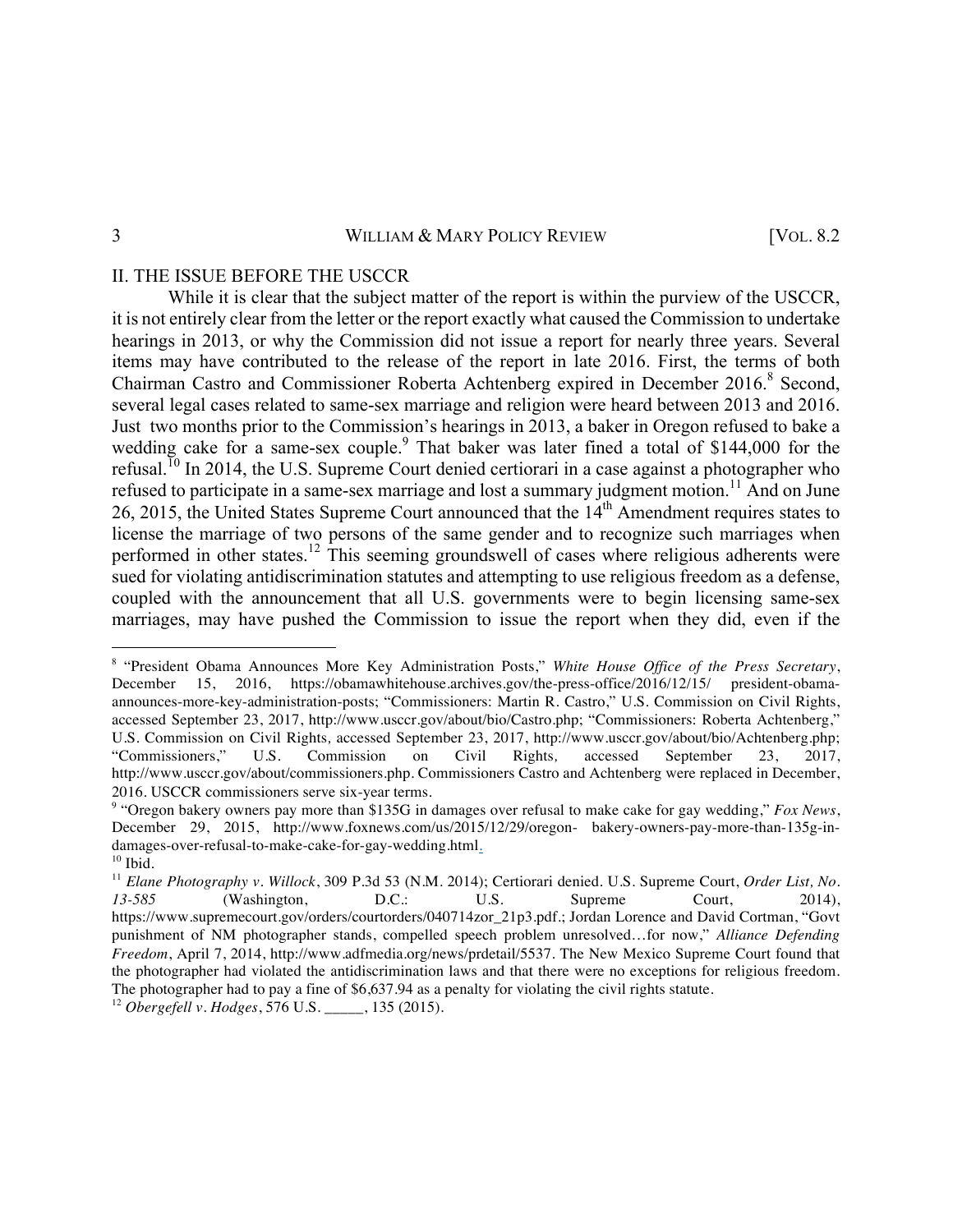## II. THE ISSUE BEFORE THE USCCR

While it is clear that the subject matter of the report is within the purview of the USCCR, it is not entirely clear from the letter or the report exactly what caused the Commission to undertake hearings in 2013, or why the Commission did not issue a report for nearly three years. Several items may have contributed to the release of the report in late 2016. First, the terms of both Chairman Castro and Commissioner Roberta Achtenberg expired in December 2016.[8] Second, several legal cases related to same-sex marriage and religion were heard between 2013 and 2016. Just two months prior to the Commission's hearings in 2013, a baker in Oregon refused to bake a wedding cake for a same-sex couple.[9] That baker was later fined a total of $144,000 for the refusal.[10] In 2014, the U.S. Supreme Court denied certiorari in a case against a photographer who refused to participate in a same-sex marriage and lost a summary judgment motion.[11] And on June 26, 2015, the United States Supreme Court announced that the 14th Amendment requires states to license the marriage of two persons of the same gender and to recognize such marriages when performed in other states.[12] This seeming groundswell of cases where religious adherents were sued for violating antidiscrimination statutes and attempting to use religious freedom as a defense, coupled with the announcement that all U.S. governments were to begin licensing same-sex marriages, may have pushed the Commission to issue the report when they did, even if the

---

[8] "President Obama Announces More Key Administration Posts," *White House Office of the Press Secretary*, December 15, 2016, https://obamawhitehouse.archives.gov/the-press-office/2016/12/15/ president-obama-announces-more-key-administration-posts; "Commissioners: Martin R. Castro," U.S. Commission on Civil Rights, accessed September 23, 2017, http://www.usccr.gov/about/bio/Castro.php; "Commissioners: Roberta Achtenberg," U.S. Commission on Civil Rights, accessed September 23, 2017, http://www.usccr.gov/about/bio/Achtenberg.php; "Commissioners," U.S. Commission on Civil Rights, accessed September 23, 2017, http://www.usccr.gov/about/commissioners.php. Commissioners Castro and Achtenberg were replaced in December, 2016. USCCR commissioners serve six-year terms.

[9] "Oregon bakery owners pay more than $135G in damages over refusal to make cake for gay wedding," *Fox News*, December 29, 2015, http://www.foxnews.com/us/2015/12/29/oregon- bakery-owners-pay-more-than-135g-in-damages-over-refusal-to-make-cake-for-gay-wedding.html.

[10] Ibid.

[11] *Elane Photography v. Willock*, 309 P.3d 53 (N.M. 2014); Certiorari denied. U.S. Supreme Court, *Order List, No. 13-585* (Washington, D.C.: U.S. Supreme Court, 2014), https://www.supremecourt.gov/orders/courtorders/040714zor_21p3.pdf.; Jordan Lorence and David Cortman, "Govt punishment of NM photographer stands, compelled speech problem unresolved…for now," *Alliance Defending Freedom*, April 7, 2014, http://www.adfmedia.org/news/prdetail/5537. The New Mexico Supreme Court found that the photographer had violated the antidiscrimination laws and that there were no exceptions for religious freedom. The photographer had to pay a fine of $6,637.94 as a penalty for violating the civil rights statute.

[12] *Obergefell v. Hodges*, 576 U.S. _____, 135 (2015).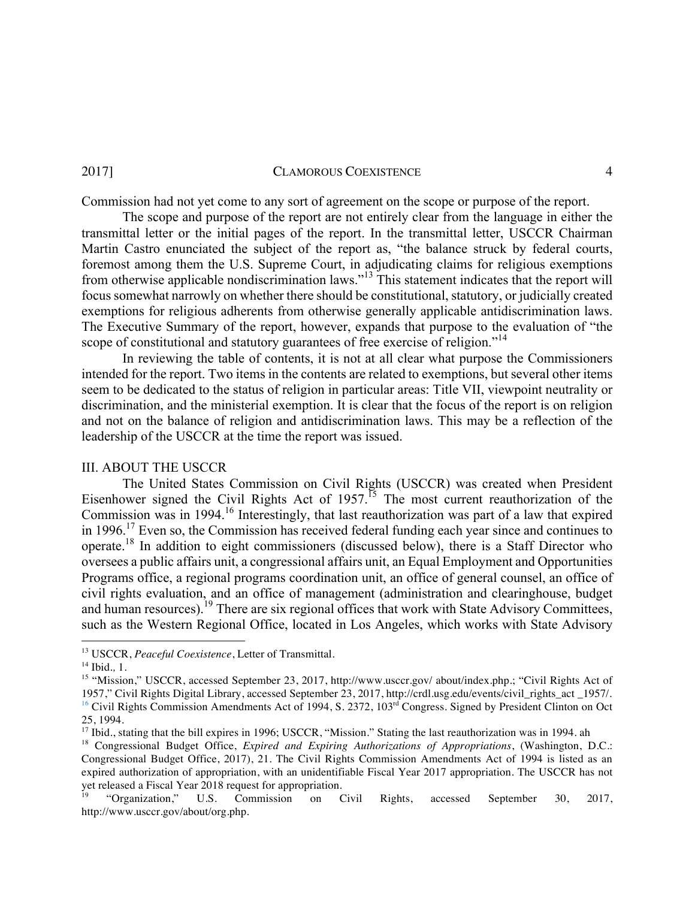Commission had not yet come to any sort of agreement on the scope or purpose of the report.

The scope and purpose of the report are not entirely clear from the language in either the transmittal letter or the initial pages of the report. In the transmittal letter, USCCR Chairman Martin Castro enunciated the subject of the report as, "the balance struck by federal courts, foremost among them the U.S. Supreme Court, in adjudicating claims for religious exemptions from otherwise applicable nondiscrimination laws."[13] This statement indicates that the report will focus somewhat narrowly on whether there should be constitutional, statutory, or judicially created exemptions for religious adherents from otherwise generally applicable antidiscrimination laws. The Executive Summary of the report, however, expands that purpose to the evaluation of "the scope of constitutional and statutory guarantees of free exercise of religion."[14]

In reviewing the table of contents, it is not at all clear what purpose the Commissioners intended for the report. Two items in the contents are related to exemptions, but several other items seem to be dedicated to the status of religion in particular areas: Title VII, viewpoint neutrality or discrimination, and the ministerial exemption. It is clear that the focus of the report is on religion and not on the balance of religion and antidiscrimination laws. This may be a reflection of the leadership of the USCCR at the time the report was issued.

## III. ABOUT THE USCCR

The United States Commission on Civil Rights (USCCR) was created when President Eisenhower signed the Civil Rights Act of 1957.[15] The most current reauthorization of the Commission was in 1994.[16] Interestingly, that last reauthorization was part of a law that expired in 1996.[17] Even so, the Commission has received federal funding each year since and continues to operate.[18] In addition to eight commissioners (discussed below), there is a Staff Director who oversees a public affairs unit, a congressional affairs unit, an Equal Employment and Opportunities Programs office, a regional programs coordination unit, an office of general counsel, an office of civil rights evaluation, and an office of management (administration and clearinghouse, budget and human resources).[19] There are six regional offices that work with State Advisory Committees, such as the Western Regional Office, located in Los Angeles, which works with State Advisory

---

[13] USCCR, *Peaceful Coexistence*, Letter of Transmittal.

[14] Ibid., 1.

[15] "Mission," USCCR, accessed September 23, 2017, http://www.usccr.gov/ about/index.php.; "Civil Rights Act of 1957," Civil Rights Digital Library, accessed September 23, 2017, http://crdl.usg.edu/events/civil_rights_act _1957/.

[16] Civil Rights Commission Amendments Act of 1994, S. 2372, 103rd Congress. Signed by President Clinton on Oct 25, 1994.

[17] Ibid., stating that the bill expires in 1996; USCCR, "Mission." Stating the last reauthorization was in 1994. ah

[18] Congressional Budget Office, *Expired and Expiring Authorizations of Appropriations*, (Washington, D.C.: Congressional Budget Office, 2017), 21. The Civil Rights Commission Amendments Act of 1994 is listed as an expired authorization of appropriation, with an unidentifiable Fiscal Year 2017 appropriation. The USCCR has not yet released a Fiscal Year 2018 request for appropriation.

[19] "Organization," U.S. Commission on Civil Rights, accessed September 30, 2017, http://www.usccr.gov/about/org.php.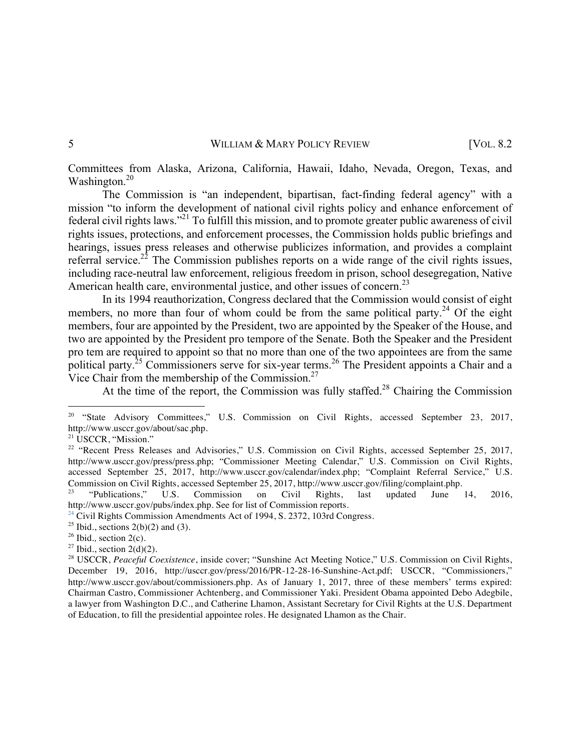Committees from Alaska, Arizona, California, Hawaii, Idaho, Nevada, Oregon, Texas, and Washington.[20]

The Commission is "an independent, bipartisan, fact-finding federal agency" with a mission "to inform the development of national civil rights policy and enhance enforcement of federal civil rights laws."[21] To fulfill this mission, and to promote greater public awareness of civil rights issues, protections, and enforcement processes, the Commission holds public briefings and hearings, issues press releases and otherwise publicizes information, and provides a complaint referral service.[22] The Commission publishes reports on a wide range of the civil rights issues, including race-neutral law enforcement, religious freedom in prison, school desegregation, Native American health care, environmental justice, and other issues of concern.[23]

In its 1994 reauthorization, Congress declared that the Commission would consist of eight members, no more than four of whom could be from the same political party.[24] Of the eight members, four are appointed by the President, two are appointed by the Speaker of the House, and two are appointed by the President pro tempore of the Senate. Both the Speaker and the President pro tem are required to appoint so that no more than one of the two appointees are from the same political party.[25] Commissioners serve for six-year terms.[26] The President appoints a Chair and a Vice Chair from the membership of the Commission.[27]

At the time of the report, the Commission was fully staffed.[28] Chairing the Commission

---

[20] "State Advisory Committees," U.S. Commission on Civil Rights, accessed September 23, 2017, http://www.usccr.gov/about/sac.php.

[21] USCCR, "Mission."

[22] "Recent Press Releases and Advisories," U.S. Commission on Civil Rights, accessed September 25, 2017, http://www.usccr.gov/press/press.php; "Commissioner Meeting Calendar," U.S. Commission on Civil Rights, accessed September 25, 2017, http://www.usccr.gov/calendar/index.php; "Complaint Referral Service," U.S. Commission on Civil Rights, accessed September 25, 2017, http://www.usccr.gov/filing/complaint.php.

[23] "Publications," U.S. Commission on Civil Rights, last updated June 14, 2016, http://www.usccr.gov/pubs/index.php. See for list of Commission reports.

[24] Civil Rights Commission Amendments Act of 1994, S. 2372, 103rd Congress.

[25] Ibid., sections 2(b)(2) and (3).

[26] Ibid., section 2(c).

[27] Ibid., section 2(d)(2).

[28] USCCR, *Peaceful Coexistence*, inside cover; "Sunshine Act Meeting Notice," U.S. Commission on Civil Rights, December 19, 2016, http://usccr.gov/press/2016/PR-12-28-16-Sunshine-Act.pdf; USCCR, "Commissioners," http://www.usccr.gov/about/commissioners.php. As of January 1, 2017, three of these members' terms expired: Chairman Castro, Commissioner Achtenberg, and Commissioner Yaki. President Obama appointed Debo Adegbile, a lawyer from Washington D.C., and Catherine Lhamon, Assistant Secretary for Civil Rights at the U.S. Department of Education, to fill the presidential appointee roles. He designated Lhamon as the Chair.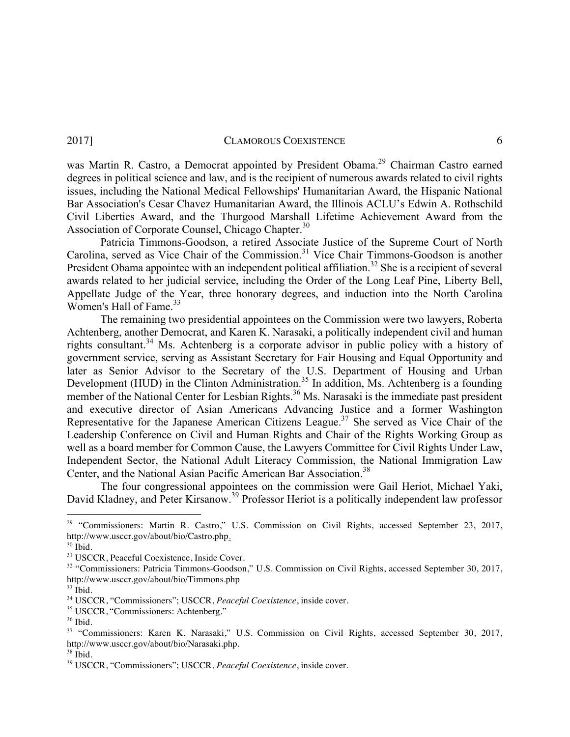was Martin R. Castro, a Democrat appointed by President Obama.[29] Chairman Castro earned degrees in political science and law, and is the recipient of numerous awards related to civil rights issues, including the National Medical Fellowships' Humanitarian Award, the Hispanic National Bar Association's Cesar Chavez Humanitarian Award, the Illinois ACLU's Edwin A. Rothschild Civil Liberties Award, and the Thurgood Marshall Lifetime Achievement Award from the Association of Corporate Counsel, Chicago Chapter.[30]

Patricia Timmons-Goodson, a retired Associate Justice of the Supreme Court of North Carolina, served as Vice Chair of the Commission.[31] Vice Chair Timmons-Goodson is another President Obama appointee with an independent political affiliation.[32] She is a recipient of several awards related to her judicial service, including the Order of the Long Leaf Pine, Liberty Bell, Appellate Judge of the Year, three honorary degrees, and induction into the North Carolina Women's Hall of Fame.[33]

The remaining two presidential appointees on the Commission were two lawyers, Roberta Achtenberg, another Democrat, and Karen K. Narasaki, a politically independent civil and human rights consultant.[34] Ms. Achtenberg is a corporate advisor in public policy with a history of government service, serving as Assistant Secretary for Fair Housing and Equal Opportunity and later as Senior Advisor to the Secretary of the U.S. Department of Housing and Urban Development (HUD) in the Clinton Administration.[35] In addition, Ms. Achtenberg is a founding member of the National Center for Lesbian Rights.[36] Ms. Narasaki is the immediate past president and executive director of Asian Americans Advancing Justice and a former Washington Representative for the Japanese American Citizens League.[37] She served as Vice Chair of the Leadership Conference on Civil and Human Rights and Chair of the Rights Working Group as well as a board member for Common Cause, the Lawyers Committee for Civil Rights Under Law, Independent Sector, the National Adult Literacy Commission, the National Immigration Law Center, and the National Asian Pacific American Bar Association.[38]

The four congressional appointees on the commission were Gail Heriot, Michael Yaki, David Kladney, and Peter Kirsanow.[39] Professor Heriot is a politically independent law professor

---

[29] "Commissioners: Martin R. Castro," U.S. Commission on Civil Rights, accessed September 23, 2017, http://www.usccr.gov/about/bio/Castro.php.

[30] Ibid.

[31] USCCR, Peaceful Coexistence, Inside Cover.

[32] "Commissioners: Patricia Timmons-Goodson," U.S. Commission on Civil Rights, accessed September 30, 2017, http://www.usccr.gov/about/bio/Timmons.php

[33] Ibid.

[34] USCCR, "Commissioners"; USCCR, *Peaceful Coexistence*, inside cover.

[35] USCCR, "Commissioners: Achtenberg."

[36] Ibid.

[37] "Commissioners: Karen K. Narasaki," U.S. Commission on Civil Rights, accessed September 30, 2017, http://www.usccr.gov/about/bio/Narasaki.php.

[38] Ibid.

[39] USCCR, "Commissioners"; USCCR, *Peaceful Coexistence*, inside cover.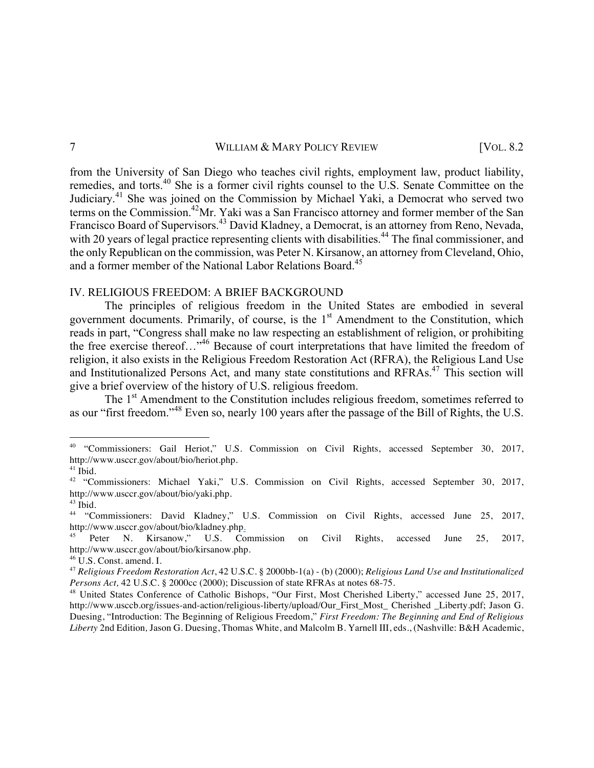from the University of San Diego who teaches civil rights, employment law, product liability, remedies, and torts.[40] She is a former civil rights counsel to the U.S. Senate Committee on the Judiciary.[41] She was joined on the Commission by Michael Yaki, a Democrat who served two terms on the Commission.[42]Mr. Yaki was a San Francisco attorney and former member of the San Francisco Board of Supervisors.[43] David Kladney, a Democrat, is an attorney from Reno, Nevada, with 20 years of legal practice representing clients with disabilities.[44] The final commissioner, and the only Republican on the commission, was Peter N. Kirsanow, an attorney from Cleveland, Ohio, and a former member of the National Labor Relations Board.[45]

## IV. RELIGIOUS FREEDOM: A BRIEF BACKGROUND

The principles of religious freedom in the United States are embodied in several government documents. Primarily, of course, is the 1st Amendment to the Constitution, which reads in part, "Congress shall make no law respecting an establishment of religion, or prohibiting the free exercise thereof…"[46] Because of court interpretations that have limited the freedom of religion, it also exists in the Religious Freedom Restoration Act (RFRA), the Religious Land Use and Institutionalized Persons Act, and many state constitutions and RFRAs.[47] This section will give a brief overview of the history of U.S. religious freedom.

The 1st Amendment to the Constitution includes religious freedom, sometimes referred to as our "first freedom."[48] Even so, nearly 100 years after the passage of the Bill of Rights, the U.S.

---

[40] "Commissioners: Gail Heriot," U.S. Commission on Civil Rights, accessed September 30, 2017, http://www.usccr.gov/about/bio/heriot.php.

[41] Ibid.

[42] "Commissioners: Michael Yaki," U.S. Commission on Civil Rights, accessed September 30, 2017, http://www.usccr.gov/about/bio/yaki.php.

[43] Ibid.

[44] "Commissioners: David Kladney," U.S. Commission on Civil Rights, accessed June 25, 2017, http://www.usccr.gov/about/bio/kladney.php.

[45] Peter N. Kirsanow," U.S. Commission on Civil Rights, accessed June 25, 2017, http://www.usccr.gov/about/bio/kirsanow.php.

[46] U.S. Const. amend. I.

[47] *Religious Freedom Restoration Act*, 42 U.S.C. § 2000bb-1(a) - (b) (2000); *Religious Land Use and Institutionalized Persons Act,* 42 U.S.C. § 2000cc (2000); Discussion of state RFRAs at notes 68-75.

[48] United States Conference of Catholic Bishops, "Our First, Most Cherished Liberty," accessed June 25, 2017, http://www.usccb.org/issues-and-action/religious-liberty/upload/Our_First_Most_ Cherished _Liberty.pdf; Jason G. Duesing, "Introduction: The Beginning of Religious Freedom," *First Freedom: The Beginning and End of Religious Liberty* 2nd Edition*,* Jason G. Duesing, Thomas White, and Malcolm B. Yarnell III, eds., (Nashville: B&H Academic,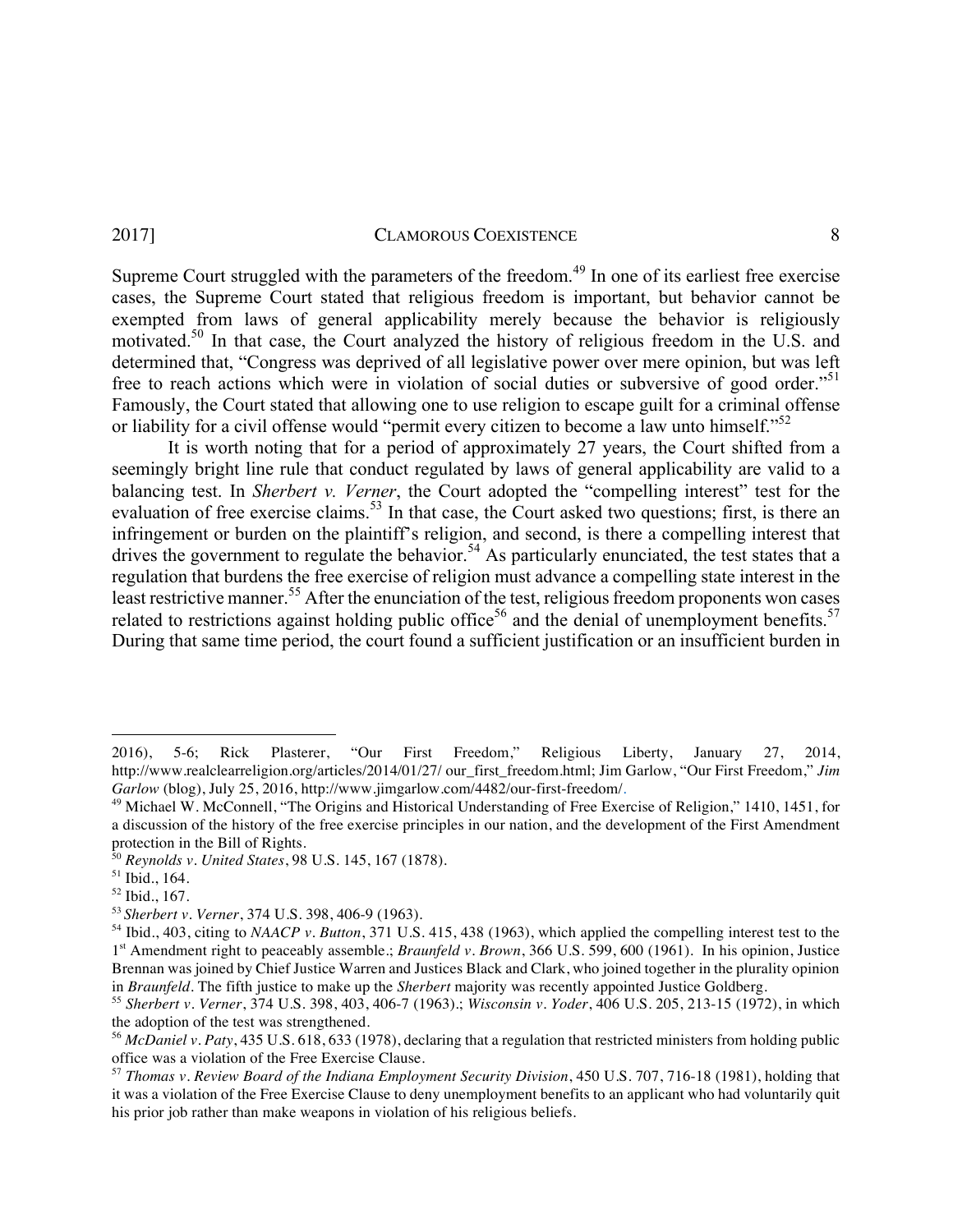Supreme Court struggled with the parameters of the freedom.[49] In one of its earliest free exercise cases, the Supreme Court stated that religious freedom is important, but behavior cannot be exempted from laws of general applicability merely because the behavior is religiously motivated.[50] In that case, the Court analyzed the history of religious freedom in the U.S. and determined that, "Congress was deprived of all legislative power over mere opinion, but was left free to reach actions which were in violation of social duties or subversive of good order."[51] Famously, the Court stated that allowing one to use religion to escape guilt for a criminal offense or liability for a civil offense would "permit every citizen to become a law unto himself."[52]

It is worth noting that for a period of approximately 27 years, the Court shifted from a seemingly bright line rule that conduct regulated by laws of general applicability are valid to a balancing test. In *Sherbert v. Verner*, the Court adopted the "compelling interest" test for the evaluation of free exercise claims.[53] In that case, the Court asked two questions; first, is there an infringement or burden on the plaintiff's religion, and second, is there a compelling interest that drives the government to regulate the behavior.[54] As particularly enunciated, the test states that a regulation that burdens the free exercise of religion must advance a compelling state interest in the least restrictive manner.[55] After the enunciation of the test, religious freedom proponents won cases related to restrictions against holding public office[56] and the denial of unemployment benefits.[57] During that same time period, the court found a sufficient justification or an insufficient burden in

---

2016), 5-6; Rick Plasterer, "Our First Freedom," Religious Liberty, January 27, 2014, http://www.realclearreligion.org/articles/2014/01/27/ our_first_freedom.html; Jim Garlow, "Our First Freedom," *Jim Garlow* (blog), July 25, 2016, http://www.jimgarlow.com/4482/our-first-freedom/.

[49] Michael W. McConnell, "The Origins and Historical Understanding of Free Exercise of Religion," 1410, 1451, for a discussion of the history of the free exercise principles in our nation, and the development of the First Amendment protection in the Bill of Rights.

[50] *Reynolds v. United States*, 98 U.S. 145, 167 (1878).

[51] Ibid., 164.

[52] Ibid., 167.

[53] *Sherbert v. Verner*, 374 U.S. 398, 406-9 (1963).

[54] Ibid., 403, citing to *NAACP v. Button*, 371 U.S. 415, 438 (1963), which applied the compelling interest test to the 1st Amendment right to peaceably assemble.; *Braunfeld v. Brown*, 366 U.S. 599, 600 (1961). In his opinion, Justice Brennan was joined by Chief Justice Warren and Justices Black and Clark, who joined together in the plurality opinion in *Braunfeld*. The fifth justice to make up the *Sherbert* majority was recently appointed Justice Goldberg.

[55] *Sherbert v. Verner*, 374 U.S. 398, 403, 406-7 (1963).; *Wisconsin v. Yoder*, 406 U.S. 205, 213-15 (1972), in which the adoption of the test was strengthened.

[56] *McDaniel v. Paty*, 435 U.S. 618, 633 (1978), declaring that a regulation that restricted ministers from holding public office was a violation of the Free Exercise Clause.

[57] *Thomas v. Review Board of the Indiana Employment Security Division*, 450 U.S. 707, 716-18 (1981), holding that it was a violation of the Free Exercise Clause to deny unemployment benefits to an applicant who had voluntarily quit his prior job rather than make weapons in violation of his religious beliefs.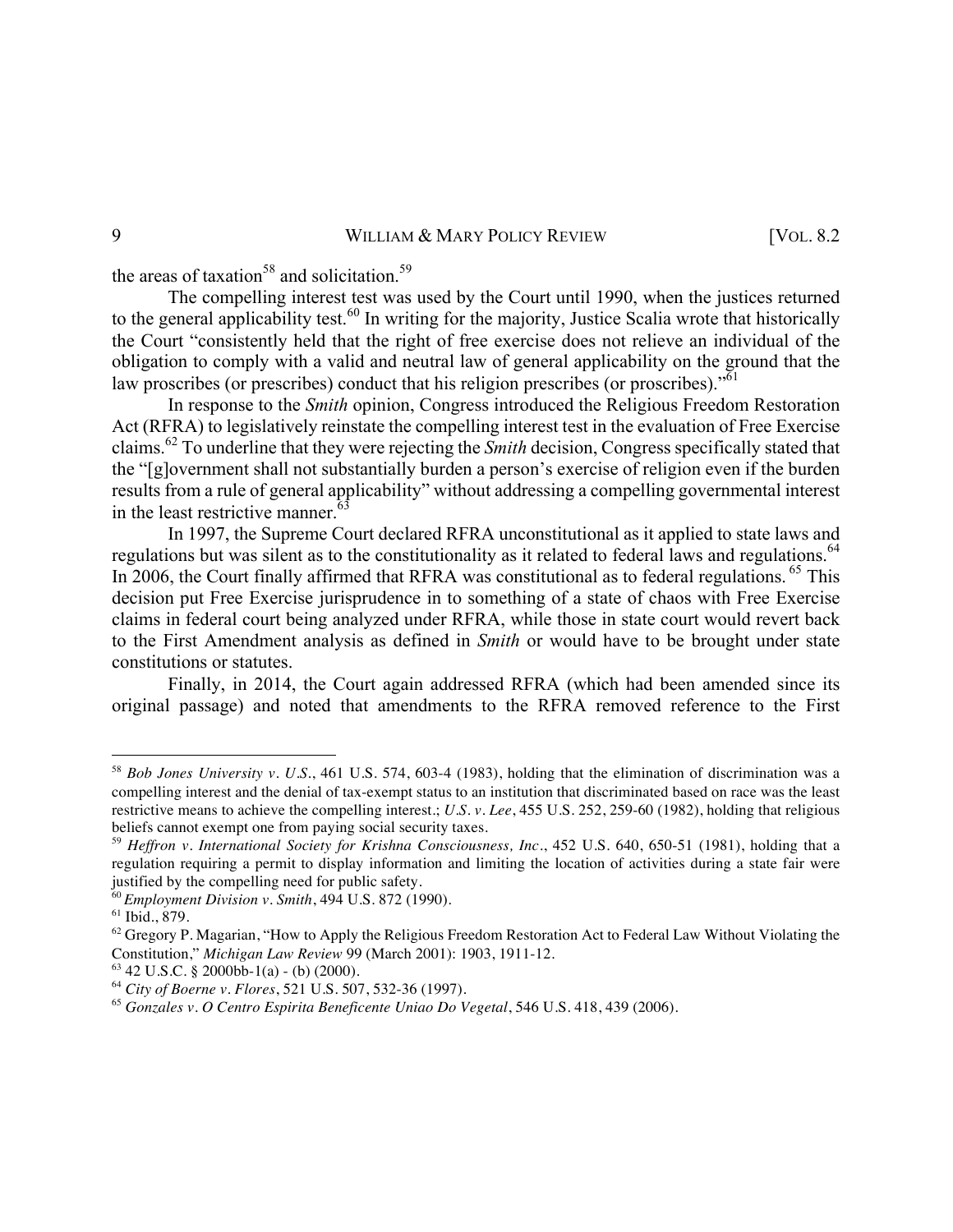the areas of taxation[58] and solicitation.[59]

The compelling interest test was used by the Court until 1990, when the justices returned to the general applicability test.[60] In writing for the majority, Justice Scalia wrote that historically the Court "consistently held that the right of free exercise does not relieve an individual of the obligation to comply with a valid and neutral law of general applicability on the ground that the law proscribes (or prescribes) conduct that his religion prescribes (or proscribes)."[61]

In response to the *Smith* opinion, Congress introduced the Religious Freedom Restoration Act (RFRA) to legislatively reinstate the compelling interest test in the evaluation of Free Exercise claims.[62] To underline that they were rejecting the *Smith* decision, Congress specifically stated that the "[g]overnment shall not substantially burden a person's exercise of religion even if the burden results from a rule of general applicability" without addressing a compelling governmental interest in the least restrictive manner.[63]

In 1997, the Supreme Court declared RFRA unconstitutional as it applied to state laws and regulations but was silent as to the constitutionality as it related to federal laws and regulations.[64] In 2006, the Court finally affirmed that RFRA was constitutional as to federal regulations.[65] This decision put Free Exercise jurisprudence in to something of a state of chaos with Free Exercise claims in federal court being analyzed under RFRA, while those in state court would revert back to the First Amendment analysis as defined in *Smith* or would have to be brought under state constitutions or statutes.

Finally, in 2014, the Court again addressed RFRA (which had been amended since its original passage) and noted that amendments to the RFRA removed reference to the First

---

[58] *Bob Jones University v. U.S.*, 461 U.S. 574, 603-4 (1983), holding that the elimination of discrimination was a compelling interest and the denial of tax-exempt status to an institution that discriminated based on race was the least restrictive means to achieve the compelling interest.; *U.S. v. Lee*, 455 U.S. 252, 259-60 (1982), holding that religious beliefs cannot exempt one from paying social security taxes.

[59] *Heffron v. International Society for Krishna Consciousness, Inc.*, 452 U.S. 640, 650-51 (1981), holding that a regulation requiring a permit to display information and limiting the location of activities during a state fair were justified by the compelling need for public safety.

[60] *Employment Division v. Smith*, 494 U.S. 872 (1990).

[61] Ibid., 879.

[62] Gregory P. Magarian, "How to Apply the Religious Freedom Restoration Act to Federal Law Without Violating the Constitution," *Michigan Law Review* 99 (March 2001): 1903, 1911-12.

[63] 42 U.S.C. § 2000bb-1(a) - (b) (2000).

[64] *City of Boerne v. Flores*, 521 U.S. 507, 532-36 (1997).

[65] *Gonzales v. O Centro Espirita Beneficente Uniao Do Vegetal*, 546 U.S. 418, 439 (2006).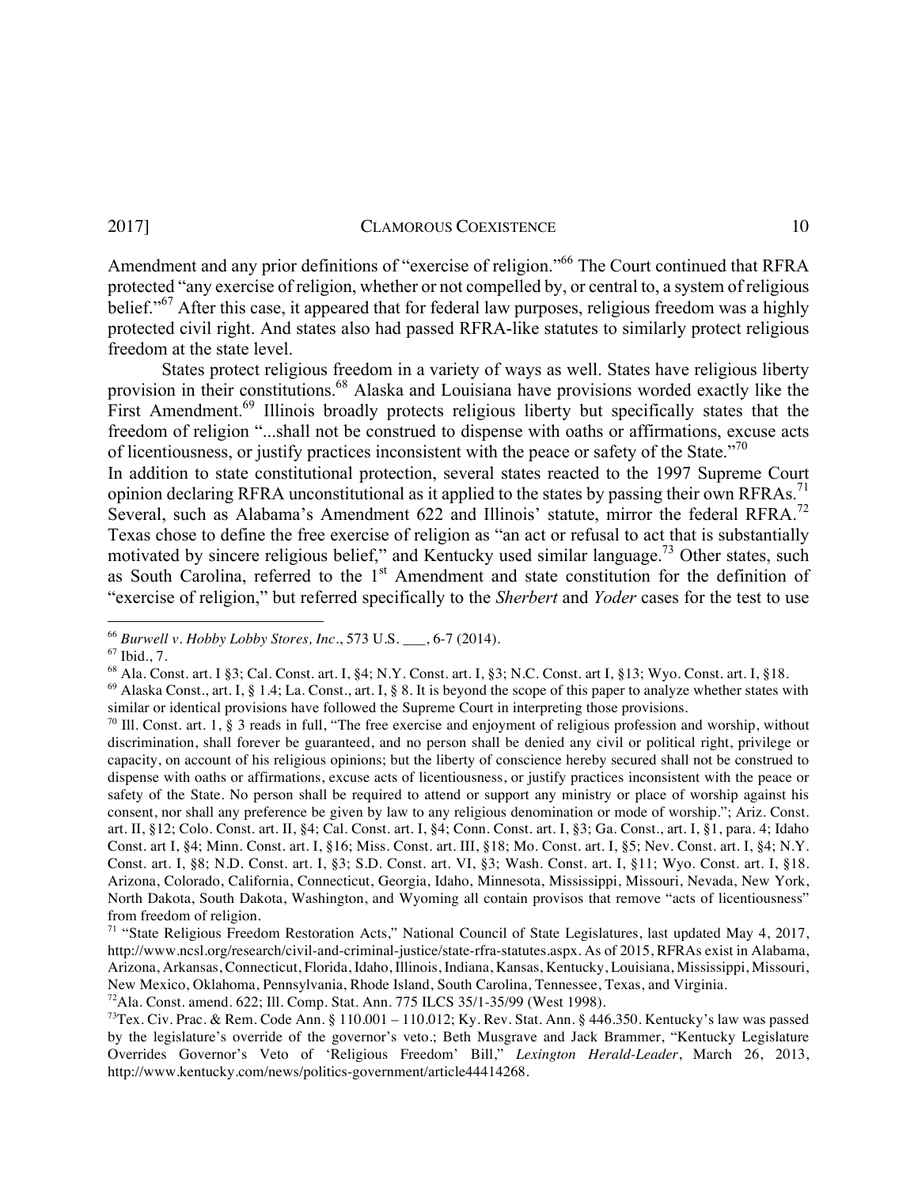Amendment and any prior definitions of "exercise of religion."[66] The Court continued that RFRA protected "any exercise of religion, whether or not compelled by, or central to, a system of religious belief."[67] After this case, it appeared that for federal law purposes, religious freedom was a highly protected civil right. And states also had passed RFRA-like statutes to similarly protect religious freedom at the state level.

States protect religious freedom in a variety of ways as well. States have religious liberty provision in their constitutions.[68] Alaska and Louisiana have provisions worded exactly like the First Amendment.[69] Illinois broadly protects religious liberty but specifically states that the freedom of religion "...shall not be construed to dispense with oaths or affirmations, excuse acts of licentiousness, or justify practices inconsistent with the peace or safety of the State."[70]

In addition to state constitutional protection, several states reacted to the 1997 Supreme Court opinion declaring RFRA unconstitutional as it applied to the states by passing their own RFRAs.[71] Several, such as Alabama's Amendment 622 and Illinois' statute, mirror the federal RFRA.[72] Texas chose to define the free exercise of religion as "an act or refusal to act that is substantially motivated by sincere religious belief," and Kentucky used similar language.[73] Other states, such as South Carolina, referred to the 1st Amendment and state constitution for the definition of "exercise of religion," but referred specifically to the *Sherbert* and *Yoder* cases for the test to use

---

[66] *Burwell v. Hobby Lobby Stores, Inc*., 573 U.S. ___, 6-7 (2014).

[67] Ibid., 7.

[68] Ala. Const. art. I §3; Cal. Const. art. I, §4; N.Y. Const. art. I, §3; N.C. Const. art I, §13; Wyo. Const. art. I, §18.

[69] Alaska Const., art. I, § 1.4; La. Const., art. I, § 8. It is beyond the scope of this paper to analyze whether states with similar or identical provisions have followed the Supreme Court in interpreting those provisions.

[70] Ill. Const. art. 1, § 3 reads in full, "The free exercise and enjoyment of religious profession and worship, without discrimination, shall forever be guaranteed, and no person shall be denied any civil or political right, privilege or capacity, on account of his religious opinions; but the liberty of conscience hereby secured shall not be construed to dispense with oaths or affirmations, excuse acts of licentiousness, or justify practices inconsistent with the peace or safety of the State. No person shall be required to attend or support any ministry or place of worship against his consent, nor shall any preference be given by law to any religious denomination or mode of worship."; Ariz. Const. art. II, §12; Colo. Const. art. II, §4; Cal. Const. art. I, §4; Conn. Const. art. I, §3; Ga. Const., art. I, §1, para. 4; Idaho Const. art I, §4; Minn. Const. art. I, §16; Miss. Const. art. III, §18; Mo. Const. art. I, §5; Nev. Const. art. I, §4; N.Y. Const. art. I, §8; N.D. Const. art. I, §3; S.D. Const. art. VI, §3; Wash. Const. art. I, §11; Wyo. Const. art. I, §18. Arizona, Colorado, California, Connecticut, Georgia, Idaho, Minnesota, Mississippi, Missouri, Nevada, New York, North Dakota, South Dakota, Washington, and Wyoming all contain provisos that remove "acts of licentiousness" from freedom of religion.

[71] "State Religious Freedom Restoration Acts," National Council of State Legislatures, last updated May 4, 2017, http://www.ncsl.org/research/civil-and-criminal-justice/state-rfra-statutes.aspx. As of 2015, RFRAs exist in Alabama, Arizona, Arkansas, Connecticut, Florida, Idaho, Illinois, Indiana, Kansas, Kentucky, Louisiana, Mississippi, Missouri, New Mexico, Oklahoma, Pennsylvania, Rhode Island, South Carolina, Tennessee, Texas, and Virginia.

[72] Ala. Const. amend. 622; Ill. Comp. Stat. Ann. 775 ILCS 35/1-35/99 (West 1998).

[73] Tex. Civ. Prac. & Rem. Code Ann. § 110.001 – 110.012; Ky. Rev. Stat. Ann. § 446.350. Kentucky's law was passed by the legislature's override of the governor's veto.; Beth Musgrave and Jack Brammer, "Kentucky Legislature Overrides Governor's Veto of 'Religious Freedom' Bill," *Lexington Herald-Leader*, March 26, 2013, http://www.kentucky.com/news/politics-government/article44414268.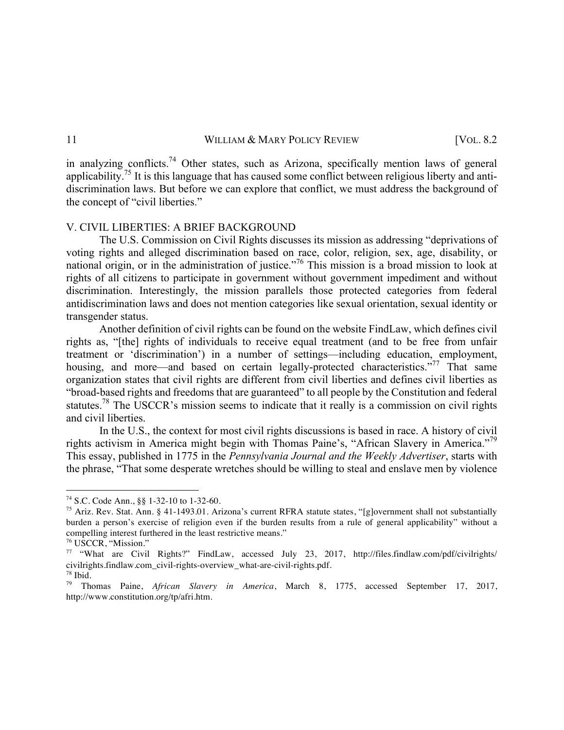in analyzing conflicts.[74] Other states, such as Arizona, specifically mention laws of general applicability.[75] It is this language that has caused some conflict between religious liberty and anti-discrimination laws. But before we can explore that conflict, we must address the background of the concept of "civil liberties."

## V. CIVIL LIBERTIES: A BRIEF BACKGROUND

The U.S. Commission on Civil Rights discusses its mission as addressing "deprivations of voting rights and alleged discrimination based on race, color, religion, sex, age, disability, or national origin, or in the administration of justice."[76] This mission is a broad mission to look at rights of all citizens to participate in government without government impediment and without discrimination. Interestingly, the mission parallels those protected categories from federal antidiscrimination laws and does not mention categories like sexual orientation, sexual identity or transgender status.

Another definition of civil rights can be found on the website FindLaw, which defines civil rights as, "[the] rights of individuals to receive equal treatment (and to be free from unfair treatment or 'discrimination') in a number of settings—including education, employment, housing, and more—and based on certain legally-protected characteristics."[77] That same organization states that civil rights are different from civil liberties and defines civil liberties as "broad-based rights and freedoms that are guaranteed" to all people by the Constitution and federal statutes.[78] The USCCR's mission seems to indicate that it really is a commission on civil rights and civil liberties.

In the U.S., the context for most civil rights discussions is based in race. A history of civil rights activism in America might begin with Thomas Paine's, "African Slavery in America."[79] This essay, published in 1775 in the *Pennsylvania Journal and the Weekly Advertiser*, starts with the phrase, "That some desperate wretches should be willing to steal and enslave men by violence

---

[74] S.C. Code Ann., §§ 1-32-10 to 1-32-60.

[75] Ariz. Rev. Stat. Ann. § 41-1493.01. Arizona's current RFRA statute states, "[g]overnment shall not substantially burden a person's exercise of religion even if the burden results from a rule of general applicability" without a compelling interest furthered in the least restrictive means."

[76] USCCR, "Mission."

[77] "What are Civil Rights?" FindLaw, accessed July 23, 2017, http://files.findlaw.com/pdf/civilrights/civilrights.findlaw.com_civil-rights-overview_what-are-civil-rights.pdf.

[78] Ibid.

[79] Thomas Paine, *African Slavery in America*, March 8, 1775, accessed September 17, 2017, http://www.constitution.org/tp/afri.htm.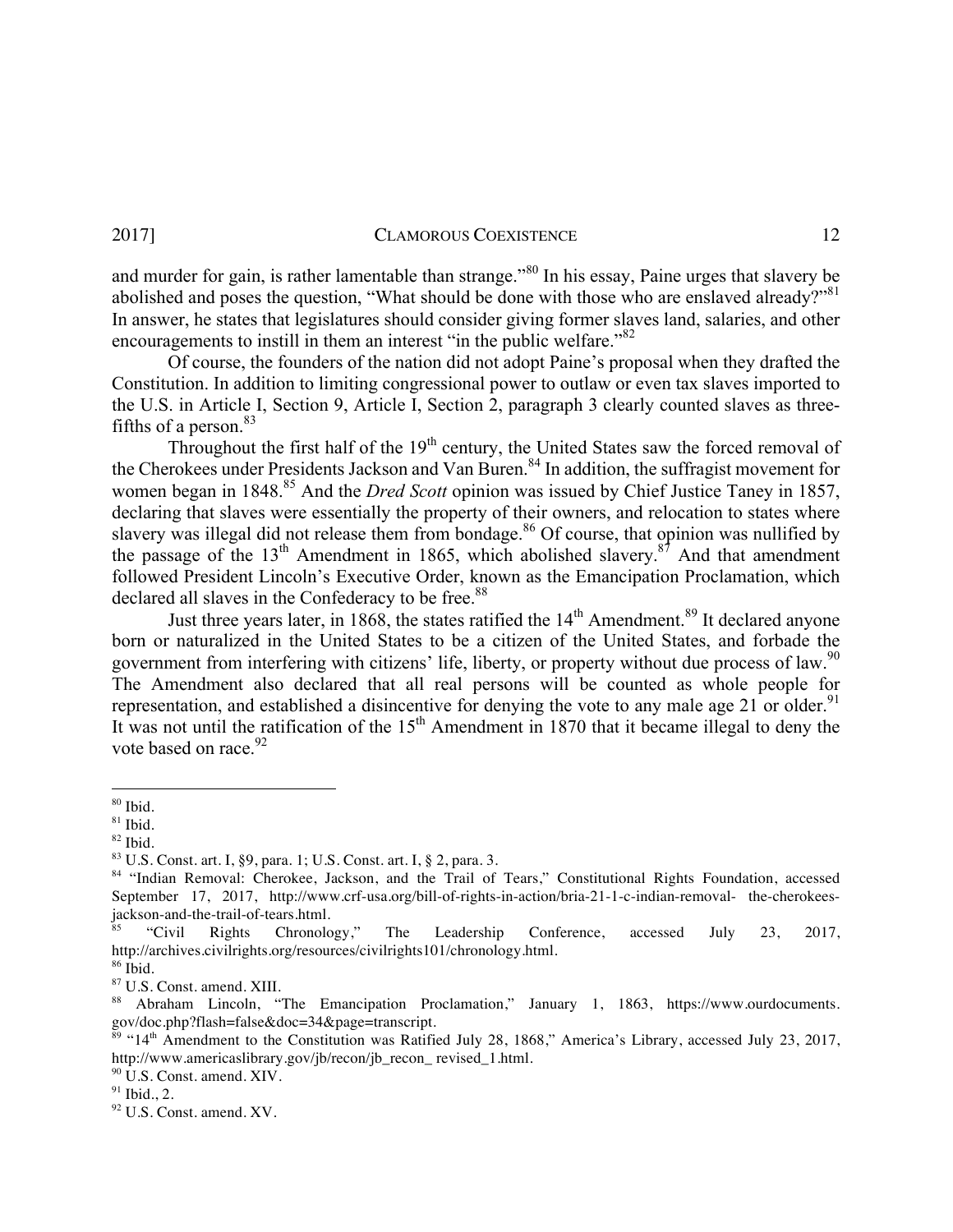and murder for gain, is rather lamentable than strange."[80] In his essay, Paine urges that slavery be abolished and poses the question, "What should be done with those who are enslaved already?"[81] In answer, he states that legislatures should consider giving former slaves land, salaries, and other encouragements to instill in them an interest "in the public welfare."[82]

Of course, the founders of the nation did not adopt Paine's proposal when they drafted the Constitution. In addition to limiting congressional power to outlaw or even tax slaves imported to the U.S. in Article I, Section 9, Article I, Section 2, paragraph 3 clearly counted slaves as three-fifths of a person.[83]

Throughout the first half of the 19th century, the United States saw the forced removal of the Cherokees under Presidents Jackson and Van Buren.[84] In addition, the suffragist movement for women began in 1848.[85] And the *Dred Scott* opinion was issued by Chief Justice Taney in 1857, declaring that slaves were essentially the property of their owners, and relocation to states where slavery was illegal did not release them from bondage.[86] Of course, that opinion was nullified by the passage of the 13th Amendment in 1865, which abolished slavery.[87] And that amendment followed President Lincoln's Executive Order, known as the Emancipation Proclamation, which declared all slaves in the Confederacy to be free.[88]

Just three years later, in 1868, the states ratified the 14th Amendment.[89] It declared anyone born or naturalized in the United States to be a citizen of the United States, and forbade the government from interfering with citizens' life, liberty, or property without due process of law.[90] The Amendment also declared that all real persons will be counted as whole people for representation, and established a disincentive for denying the vote to any male age 21 or older.[91] It was not until the ratification of the 15th Amendment in 1870 that it became illegal to deny the vote based on race.[92]

---

[80] Ibid.
[81] Ibid.
[82] Ibid.
[83] U.S. Const. art. I, §9, para. 1; U.S. Const. art. I, § 2, para. 3.
[84] "Indian Removal: Cherokee, Jackson, and the Trail of Tears," Constitutional Rights Foundation, accessed September 17, 2017, http://www.crf-usa.org/bill-of-rights-in-action/bria-21-1-c-indian-removal- the-cherokees-jackson-and-the-trail-of-tears.html.
[85] "Civil Rights Chronology," The Leadership Conference, accessed July 23, 2017, http://archives.civilrights.org/resources/civilrights101/chronology.html.
[86] Ibid.
[87] U.S. Const. amend. XIII.
[88] Abraham Lincoln, "The Emancipation Proclamation," January 1, 1863, https://www.ourdocuments.gov/doc.php?flash=false&doc=34&page=transcript.
[89] "14th Amendment to the Constitution was Ratified July 28, 1868," America's Library, accessed July 23, 2017, http://www.americaslibrary.gov/jb/recon/jb_recon_ revised_1.html.
[90] U.S. Const. amend. XIV.
[91] Ibid., 2.
[92] U.S. Const. amend. XV.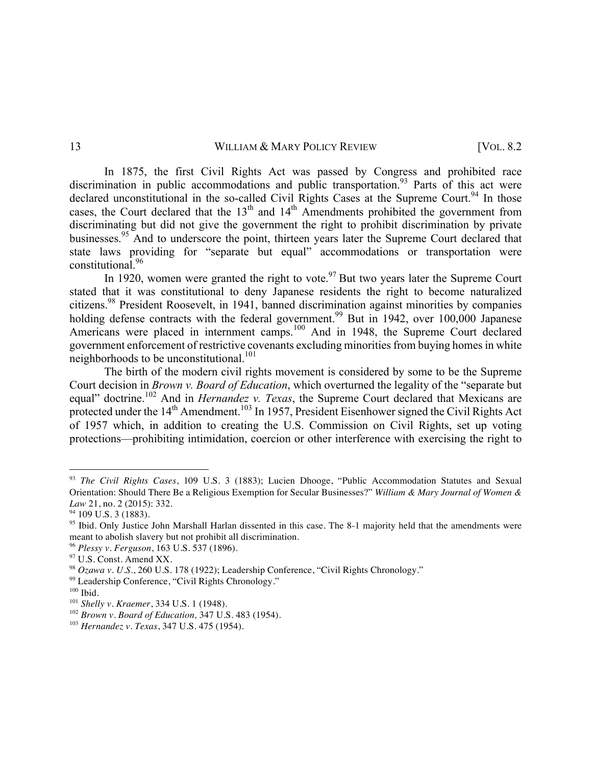In 1875, the first Civil Rights Act was passed by Congress and prohibited race discrimination in public accommodations and public transportation.[93] Parts of this act were declared unconstitutional in the so-called Civil Rights Cases at the Supreme Court.[94] In those cases, the Court declared that the 13th and 14th Amendments prohibited the government from discriminating but did not give the government the right to prohibit discrimination by private businesses.[95] And to underscore the point, thirteen years later the Supreme Court declared that state laws providing for "separate but equal" accommodations or transportation were constitutional.[96]

In 1920, women were granted the right to vote.[97] But two years later the Supreme Court stated that it was constitutional to deny Japanese residents the right to become naturalized citizens.[98] President Roosevelt, in 1941, banned discrimination against minorities by companies holding defense contracts with the federal government.[99] But in 1942, over 100,000 Japanese Americans were placed in internment camps.[100] And in 1948, the Supreme Court declared government enforcement of restrictive covenants excluding minorities from buying homes in white neighborhoods to be unconstitutional.[101]

The birth of the modern civil rights movement is considered by some to be the Supreme Court decision in *Brown v. Board of Education*, which overturned the legality of the "separate but equal" doctrine.[102] And in *Hernandez v. Texas*, the Supreme Court declared that Mexicans are protected under the 14th Amendment.[103] In 1957, President Eisenhower signed the Civil Rights Act of 1957 which, in addition to creating the U.S. Commission on Civil Rights, set up voting protections—prohibiting intimidation, coercion or other interference with exercising the right to

---

[93] *The Civil Rights Cases*, 109 U.S. 3 (1883); Lucien Dhooge, "Public Accommodation Statutes and Sexual Orientation: Should There Be a Religious Exemption for Secular Businesses?" *William & Mary Journal of Women & Law* 21, no. 2 (2015): 332.

[94] 109 U.S. 3 (1883).

[95] Ibid. Only Justice John Marshall Harlan dissented in this case. The 8-1 majority held that the amendments were meant to abolish slavery but not prohibit all discrimination.

[96] *Plessy v. Ferguson*, 163 U.S. 537 (1896).

[97] U.S. Const. Amend XX.

[98] *Ozawa v. U.S.*, 260 U.S. 178 (1922); Leadership Conference, "Civil Rights Chronology."

[99] Leadership Conference, "Civil Rights Chronology."

[100] Ibid.

[101] *Shelly v. Kraemer*, 334 U.S. 1 (1948).

[102] *Brown v. Board of Education,* 347 U.S. 483 (1954).

[103] *Hernandez v. Texas*, 347 U.S. 475 (1954).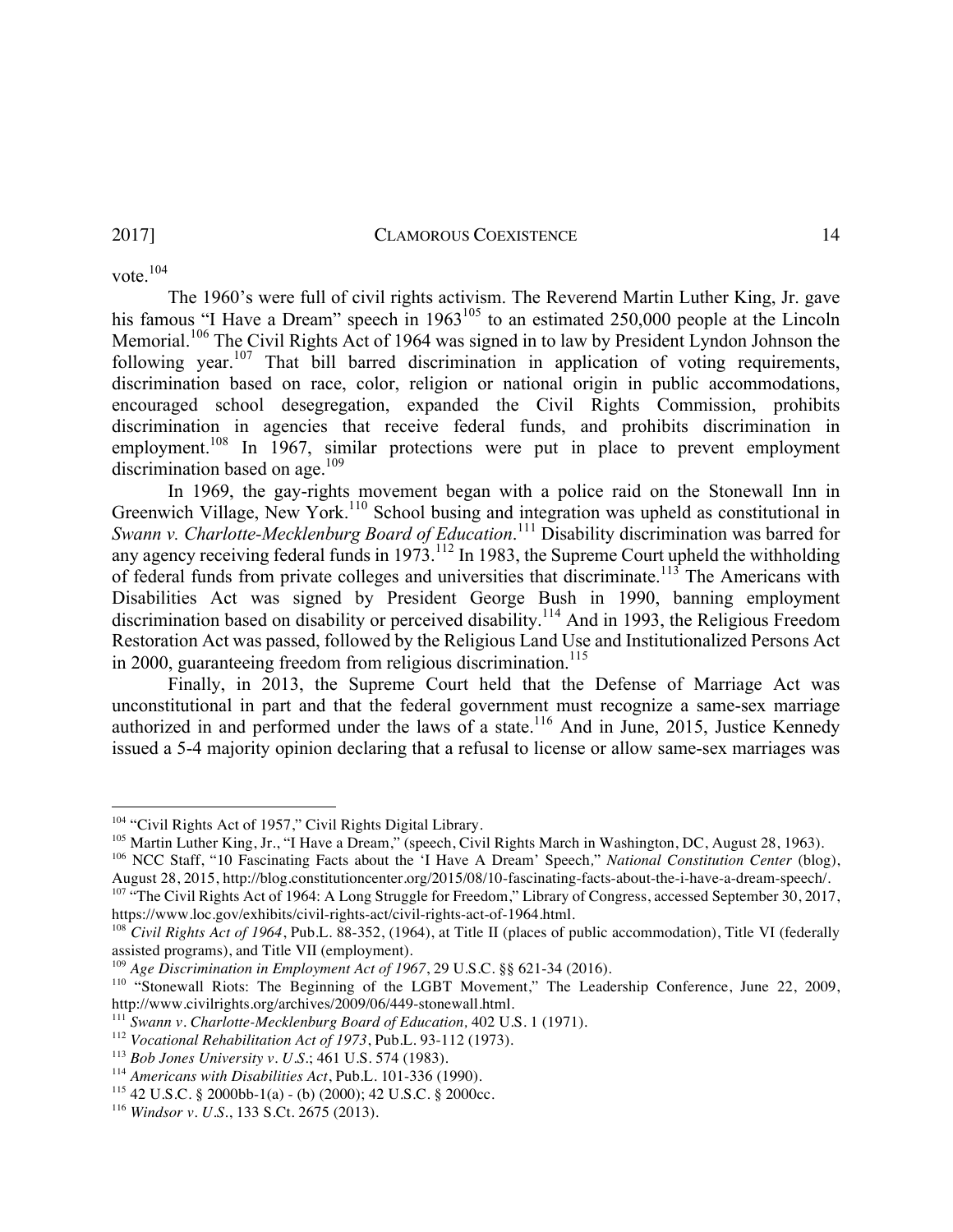vote.[104]

The 1960's were full of civil rights activism. The Reverend Martin Luther King, Jr. gave his famous "I Have a Dream" speech in 1963[105] to an estimated 250,000 people at the Lincoln Memorial.[106] The Civil Rights Act of 1964 was signed in to law by President Lyndon Johnson the following year.[107] That bill barred discrimination in application of voting requirements, discrimination based on race, color, religion or national origin in public accommodations, encouraged school desegregation, expanded the Civil Rights Commission, prohibits discrimination in agencies that receive federal funds, and prohibits discrimination in employment.[108] In 1967, similar protections were put in place to prevent employment discrimination based on age.[109]

In 1969, the gay-rights movement began with a police raid on the Stonewall Inn in Greenwich Village, New York.[110] School busing and integration was upheld as constitutional in *Swann v. Charlotte-Mecklenburg Board of Education*.[111] Disability discrimination was barred for any agency receiving federal funds in 1973.[112] In 1983, the Supreme Court upheld the withholding of federal funds from private colleges and universities that discriminate.[113] The Americans with Disabilities Act was signed by President George Bush in 1990, banning employment discrimination based on disability or perceived disability.[114] And in 1993, the Religious Freedom Restoration Act was passed, followed by the Religious Land Use and Institutionalized Persons Act in 2000, guaranteeing freedom from religious discrimination.[115]

Finally, in 2013, the Supreme Court held that the Defense of Marriage Act was unconstitutional in part and that the federal government must recognize a same-sex marriage authorized in and performed under the laws of a state.[116] And in June, 2015, Justice Kennedy issued a 5-4 majority opinion declaring that a refusal to license or allow same-sex marriages was

---

[104] "Civil Rights Act of 1957," Civil Rights Digital Library.

[105] Martin Luther King, Jr., "I Have a Dream," (speech, Civil Rights March in Washington, DC, August 28, 1963).

[106] NCC Staff, "10 Fascinating Facts about the 'I Have A Dream' Speech," *National Constitution Center* (blog), August 28, 2015, http://blog.constitutioncenter.org/2015/08/10-fascinating-facts-about-the-i-have-a-dream-speech/.

[107] "The Civil Rights Act of 1964: A Long Struggle for Freedom," Library of Congress, accessed September 30, 2017, https://www.loc.gov/exhibits/civil-rights-act/civil-rights-act-of-1964.html.

[108] *Civil Rights Act of 1964*, Pub.L. 88-352, (1964), at Title II (places of public accommodation), Title VI (federally assisted programs), and Title VII (employment).

[109] *Age Discrimination in Employment Act of 1967*, 29 U.S.C. §§ 621-34 (2016).

[110] "Stonewall Riots: The Beginning of the LGBT Movement," The Leadership Conference, June 22, 2009, http://www.civilrights.org/archives/2009/06/449-stonewall.html.

[111] *Swann v. Charlotte-Mecklenburg Board of Education,* 402 U.S. 1 (1971).

[112] *Vocational Rehabilitation Act of 1973*, Pub.L. 93-112 (1973).

[113] *Bob Jones University v. U.S.*; 461 U.S. 574 (1983).

[114] *Americans with Disabilities Act*, Pub.L. 101-336 (1990).

[115] 42 U.S.C. § 2000bb-1(a) - (b) (2000); 42 U.S.C. § 2000cc.

[116] *Windsor v. U.S.*, 133 S.Ct. 2675 (2013).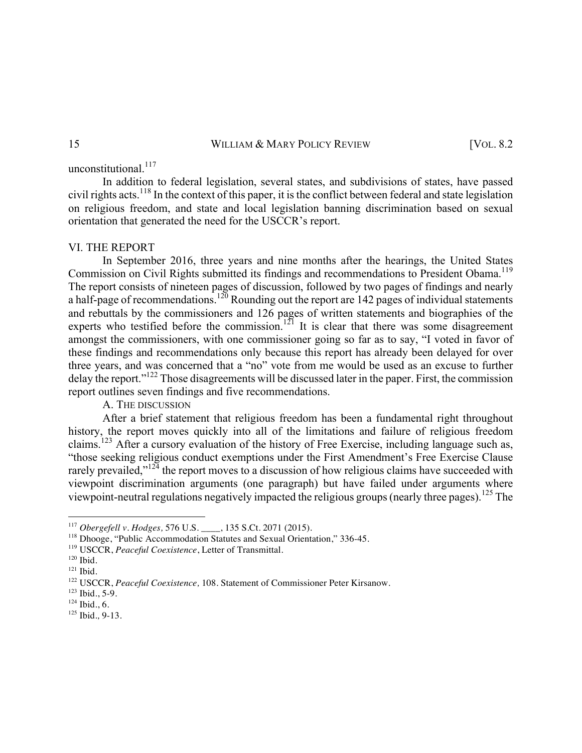unconstitutional.[117]

In addition to federal legislation, several states, and subdivisions of states, have passed civil rights acts.[118] In the context of this paper, it is the conflict between federal and state legislation on religious freedom, and state and local legislation banning discrimination based on sexual orientation that generated the need for the USCCR's report.

## VI. THE REPORT

In September 2016, three years and nine months after the hearings, the United States Commission on Civil Rights submitted its findings and recommendations to President Obama.[119] The report consists of nineteen pages of discussion, followed by two pages of findings and nearly a half-page of recommendations.[120] Rounding out the report are 142 pages of individual statements and rebuttals by the commissioners and 126 pages of written statements and biographies of the experts who testified before the commission.[121] It is clear that there was some disagreement amongst the commissioners, with one commissioner going so far as to say, "I voted in favor of these findings and recommendations only because this report has already been delayed for over three years, and was concerned that a "no" vote from me would be used as an excuse to further delay the report."[122] Those disagreements will be discussed later in the paper. First, the commission report outlines seven findings and five recommendations.

### A. The discussion

After a brief statement that religious freedom has been a fundamental right throughout history, the report moves quickly into all of the limitations and failure of religious freedom claims.[123] After a cursory evaluation of the history of Free Exercise, including language such as, "those seeking religious conduct exemptions under the First Amendment's Free Exercise Clause rarely prevailed,"[124] the report moves to a discussion of how religious claims have succeeded with viewpoint discrimination arguments (one paragraph) but have failed under arguments where viewpoint-neutral regulations negatively impacted the religious groups (nearly three pages).[125] The

---

[117] *Obergefell v. Hodges,* 576 U.S. ____, 135 S.Ct. 2071 (2015).

[118] Dhooge, "Public Accommodation Statutes and Sexual Orientation," 336-45.

[119] USCCR, *Peaceful Coexistence*, Letter of Transmittal.

[120] Ibid.

[121] Ibid.

[122] USCCR, *Peaceful Coexistence,* 108. Statement of Commissioner Peter Kirsanow.

[123] Ibid., 5-9.

[124] Ibid., 6.

[125] Ibid., 9-13.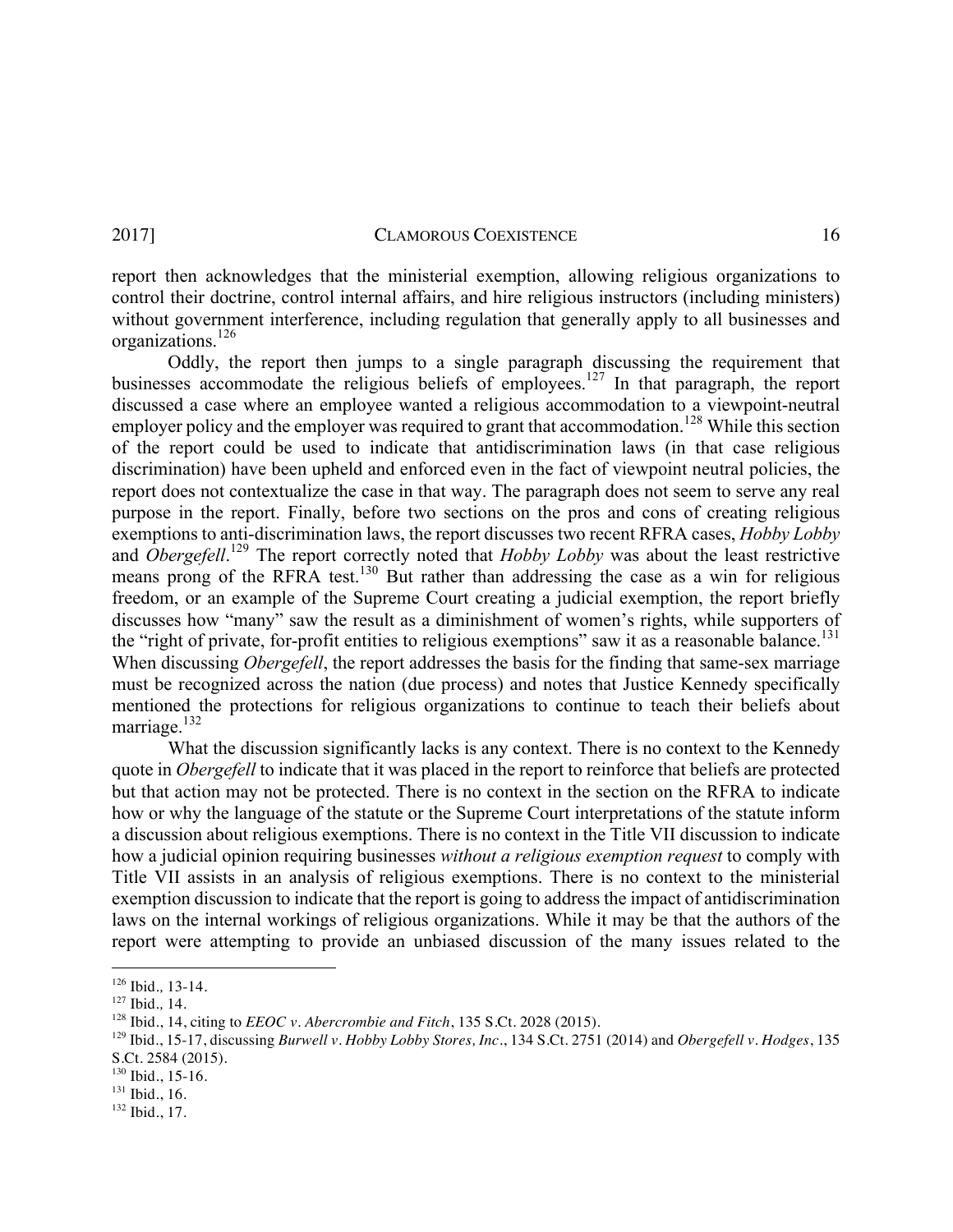report then acknowledges that the ministerial exemption, allowing religious organizations to control their doctrine, control internal affairs, and hire religious instructors (including ministers) without government interference, including regulation that generally apply to all businesses and organizations.[126]

Oddly, the report then jumps to a single paragraph discussing the requirement that businesses accommodate the religious beliefs of employees.[127] In that paragraph, the report discussed a case where an employee wanted a religious accommodation to a viewpoint-neutral employer policy and the employer was required to grant that accommodation.[128] While this section of the report could be used to indicate that antidiscrimination laws (in that case religious discrimination) have been upheld and enforced even in the fact of viewpoint neutral policies, the report does not contextualize the case in that way. The paragraph does not seem to serve any real purpose in the report. Finally, before two sections on the pros and cons of creating religious exemptions to anti-discrimination laws, the report discusses two recent RFRA cases, *Hobby Lobby* and *Obergefell*.[129] The report correctly noted that *Hobby Lobby* was about the least restrictive means prong of the RFRA test.[130] But rather than addressing the case as a win for religious freedom, or an example of the Supreme Court creating a judicial exemption, the report briefly discusses how "many" saw the result as a diminishment of women's rights, while supporters of the "right of private, for-profit entities to religious exemptions" saw it as a reasonable balance.[131] When discussing *Obergefell*, the report addresses the basis for the finding that same-sex marriage must be recognized across the nation (due process) and notes that Justice Kennedy specifically mentioned the protections for religious organizations to continue to teach their beliefs about marriage.[132]

What the discussion significantly lacks is any context. There is no context to the Kennedy quote in *Obergefell* to indicate that it was placed in the report to reinforce that beliefs are protected but that action may not be protected. There is no context in the section on the RFRA to indicate how or why the language of the statute or the Supreme Court interpretations of the statute inform a discussion about religious exemptions. There is no context in the Title VII discussion to indicate how a judicial opinion requiring businesses *without a religious exemption request* to comply with Title VII assists in an analysis of religious exemptions. There is no context to the ministerial exemption discussion to indicate that the report is going to address the impact of antidiscrimination laws on the internal workings of religious organizations. While it may be that the authors of the report were attempting to provide an unbiased discussion of the many issues related to the

---

[126] Ibid., 13-14.
[127] Ibid., 14.
[128] Ibid., 14, citing to *EEOC v. Abercrombie and Fitch*, 135 S.Ct. 2028 (2015).
[129] Ibid., 15-17, discussing *Burwell v. Hobby Lobby Stores, Inc.*, 134 S.Ct. 2751 (2014) and *Obergefell v. Hodges*, 135 S.Ct. 2584 (2015).
[130] Ibid., 15-16.
[131] Ibid., 16.
[132] Ibid., 17.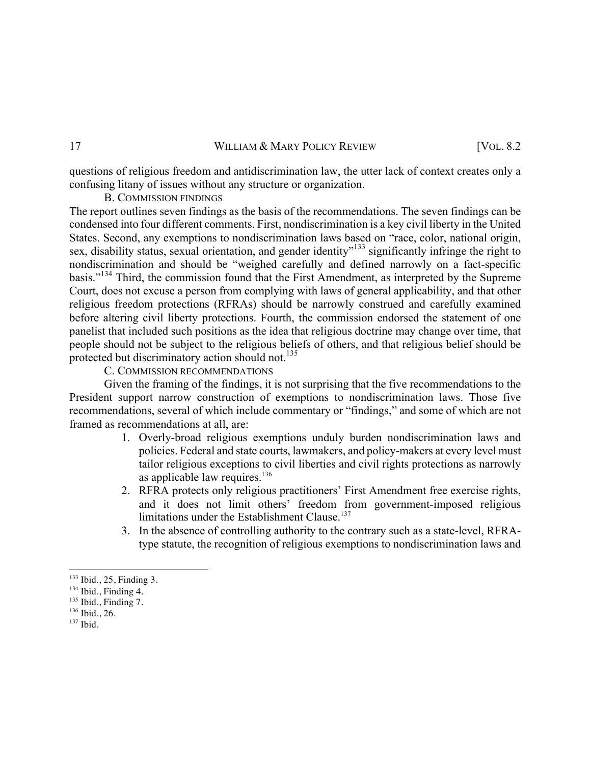questions of religious freedom and antidiscrimination law, the utter lack of context creates only a confusing litany of issues without any structure or organization.

### B. Commission findings

The report outlines seven findings as the basis of the recommendations. The seven findings can be condensed into four different comments. First, nondiscrimination is a key civil liberty in the United States. Second, any exemptions to nondiscrimination laws based on "race, color, national origin, sex, disability status, sexual orientation, and gender identity"[133] significantly infringe the right to nondiscrimination and should be "weighed carefully and defined narrowly on a fact-specific basis."[134] Third, the commission found that the First Amendment, as interpreted by the Supreme Court, does not excuse a person from complying with laws of general applicability, and that other religious freedom protections (RFRAs) should be narrowly construed and carefully examined before altering civil liberty protections. Fourth, the commission endorsed the statement of one panelist that included such positions as the idea that religious doctrine may change over time, that people should not be subject to the religious beliefs of others, and that religious belief should be protected but discriminatory action should not.[135]

### C. Commission recommendations

Given the framing of the findings, it is not surprising that the five recommendations to the President support narrow construction of exemptions to nondiscrimination laws. Those five recommendations, several of which include commentary or "findings," and some of which are not framed as recommendations at all, are:

1. Overly-broad religious exemptions unduly burden nondiscrimination laws and policies. Federal and state courts, lawmakers, and policy-makers at every level must tailor religious exceptions to civil liberties and civil rights protections as narrowly as applicable law requires.[136]
2. RFRA protects only religious practitioners' First Amendment free exercise rights, and it does not limit others' freedom from government-imposed religious limitations under the Establishment Clause.[137]
3. In the absence of controlling authority to the contrary such as a state-level, RFRA-type statute, the recognition of religious exemptions to nondiscrimination laws and

---

[133] Ibid., 25, Finding 3.
[134] Ibid., Finding 4.
[135] Ibid., Finding 7.
[136] Ibid., 26.
[137] Ibid.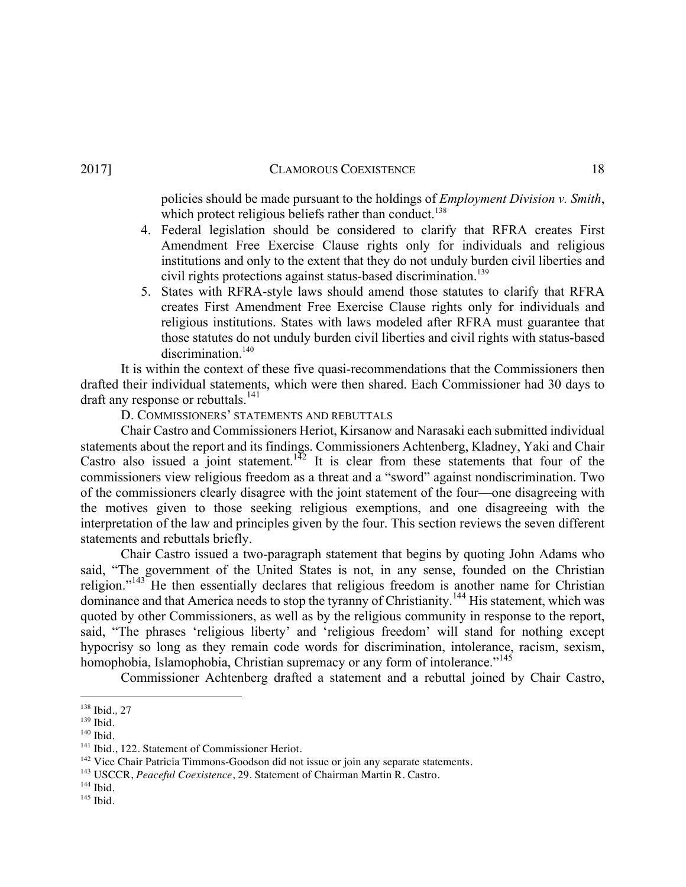policies should be made pursuant to the holdings of *Employment Division v. Smith*, which protect religious beliefs rather than conduct.[138]

4. Federal legislation should be considered to clarify that RFRA creates First Amendment Free Exercise Clause rights only for individuals and religious institutions and only to the extent that they do not unduly burden civil liberties and civil rights protections against status-based discrimination.[139]
5. States with RFRA-style laws should amend those statutes to clarify that RFRA creates First Amendment Free Exercise Clause rights only for individuals and religious institutions. States with laws modeled after RFRA must guarantee that those statutes do not unduly burden civil liberties and civil rights with status-based discrimination.[140]

It is within the context of these five quasi-recommendations that the Commissioners then drafted their individual statements, which were then shared. Each Commissioner had 30 days to draft any response or rebuttals.[141]

D. COMMISSIONERS' STATEMENTS AND REBUTTALS

Chair Castro and Commissioners Heriot, Kirsanow and Narasaki each submitted individual statements about the report and its findings. Commissioners Achtenberg, Kladney, Yaki and Chair Castro also issued a joint statement.[142] It is clear from these statements that four of the commissioners view religious freedom as a threat and a "sword" against nondiscrimination. Two of the commissioners clearly disagree with the joint statement of the four—one disagreeing with the motives given to those seeking religious exemptions, and one disagreeing with the interpretation of the law and principles given by the four. This section reviews the seven different statements and rebuttals briefly.

Chair Castro issued a two-paragraph statement that begins by quoting John Adams who said, "The government of the United States is not, in any sense, founded on the Christian religion."[143] He then essentially declares that religious freedom is another name for Christian dominance and that America needs to stop the tyranny of Christianity.[144] His statement, which was quoted by other Commissioners, as well as by the religious community in response to the report, said, "The phrases 'religious liberty' and 'religious freedom' will stand for nothing except hypocrisy so long as they remain code words for discrimination, intolerance, racism, sexism, homophobia, Islamophobia, Christian supremacy or any form of intolerance."[145]

Commissioner Achtenberg drafted a statement and a rebuttal joined by Chair Castro,

---

[138] Ibid., 27

[139] Ibid.

[140] Ibid.

[141] Ibid., 122. Statement of Commissioner Heriot.

[142] Vice Chair Patricia Timmons-Goodson did not issue or join any separate statements.

[143] USCCR, *Peaceful Coexistence*, 29. Statement of Chairman Martin R. Castro.

[144] Ibid.

[145] Ibid.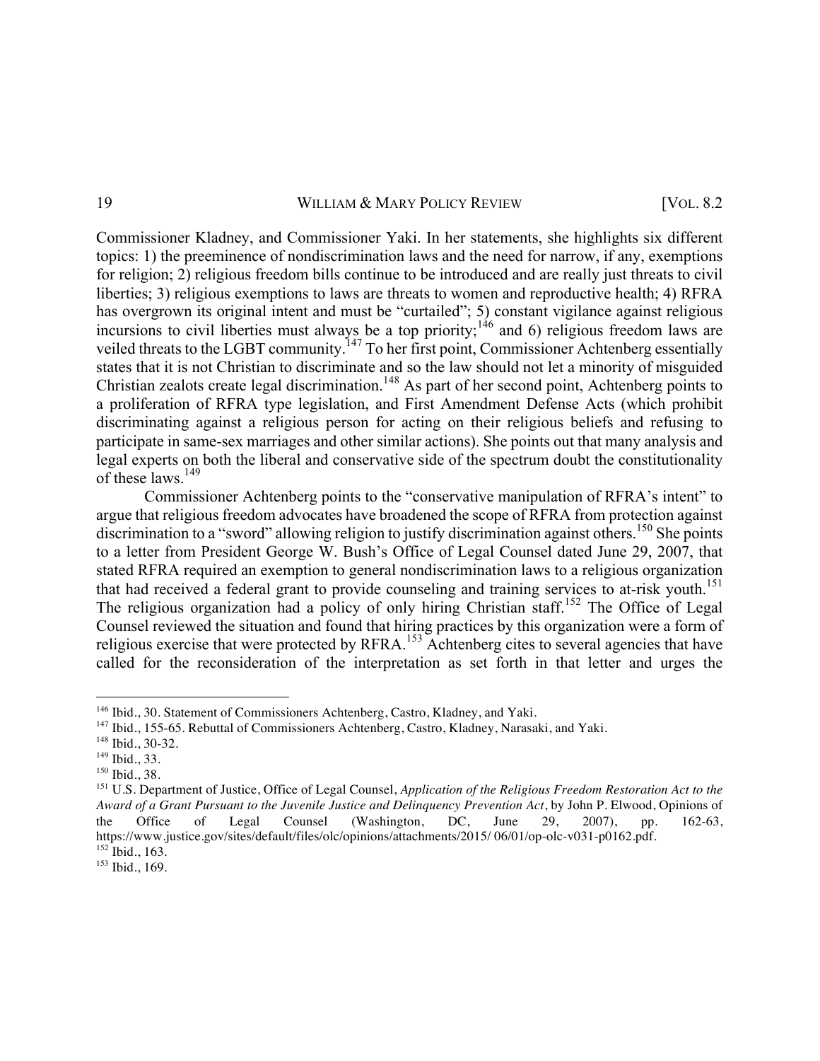Commissioner Kladney, and Commissioner Yaki. In her statements, she highlights six different topics: 1) the preeminence of nondiscrimination laws and the need for narrow, if any, exemptions for religion; 2) religious freedom bills continue to be introduced and are really just threats to civil liberties; 3) religious exemptions to laws are threats to women and reproductive health; 4) RFRA has overgrown its original intent and must be "curtailed"; 5) constant vigilance against religious incursions to civil liberties must always be a top priority;[146] and 6) religious freedom laws are veiled threats to the LGBT community.[147] To her first point, Commissioner Achtenberg essentially states that it is not Christian to discriminate and so the law should not let a minority of misguided Christian zealots create legal discrimination.[148] As part of her second point, Achtenberg points to a proliferation of RFRA type legislation, and First Amendment Defense Acts (which prohibit discriminating against a religious person for acting on their religious beliefs and refusing to participate in same-sex marriages and other similar actions). She points out that many analysis and legal experts on both the liberal and conservative side of the spectrum doubt the constitutionality of these laws.[149]

Commissioner Achtenberg points to the "conservative manipulation of RFRA's intent" to argue that religious freedom advocates have broadened the scope of RFRA from protection against discrimination to a "sword" allowing religion to justify discrimination against others.[150] She points to a letter from President George W. Bush's Office of Legal Counsel dated June 29, 2007, that stated RFRA required an exemption to general nondiscrimination laws to a religious organization that had received a federal grant to provide counseling and training services to at-risk youth.[151] The religious organization had a policy of only hiring Christian staff.[152] The Office of Legal Counsel reviewed the situation and found that hiring practices by this organization were a form of religious exercise that were protected by RFRA.[153] Achtenberg cites to several agencies that have called for the reconsideration of the interpretation as set forth in that letter and urges the

---

[146] Ibid., 30. Statement of Commissioners Achtenberg, Castro, Kladney, and Yaki.

[147] Ibid., 155-65. Rebuttal of Commissioners Achtenberg, Castro, Kladney, Narasaki, and Yaki.

[148] Ibid., 30-32.

[149] Ibid., 33.

[150] Ibid., 38.

[151] U.S. Department of Justice, Office of Legal Counsel, *Application of the Religious Freedom Restoration Act to the Award of a Grant Pursuant to the Juvenile Justice and Delinquency Prevention Act*, by John P. Elwood, Opinions of the Office of Legal Counsel (Washington, DC, June 29, 2007), pp. 162-63, https://www.justice.gov/sites/default/files/olc/opinions/attachments/2015/ 06/01/op-olc-v031-p0162.pdf.

[152] Ibid., 163.

[153] Ibid., 169.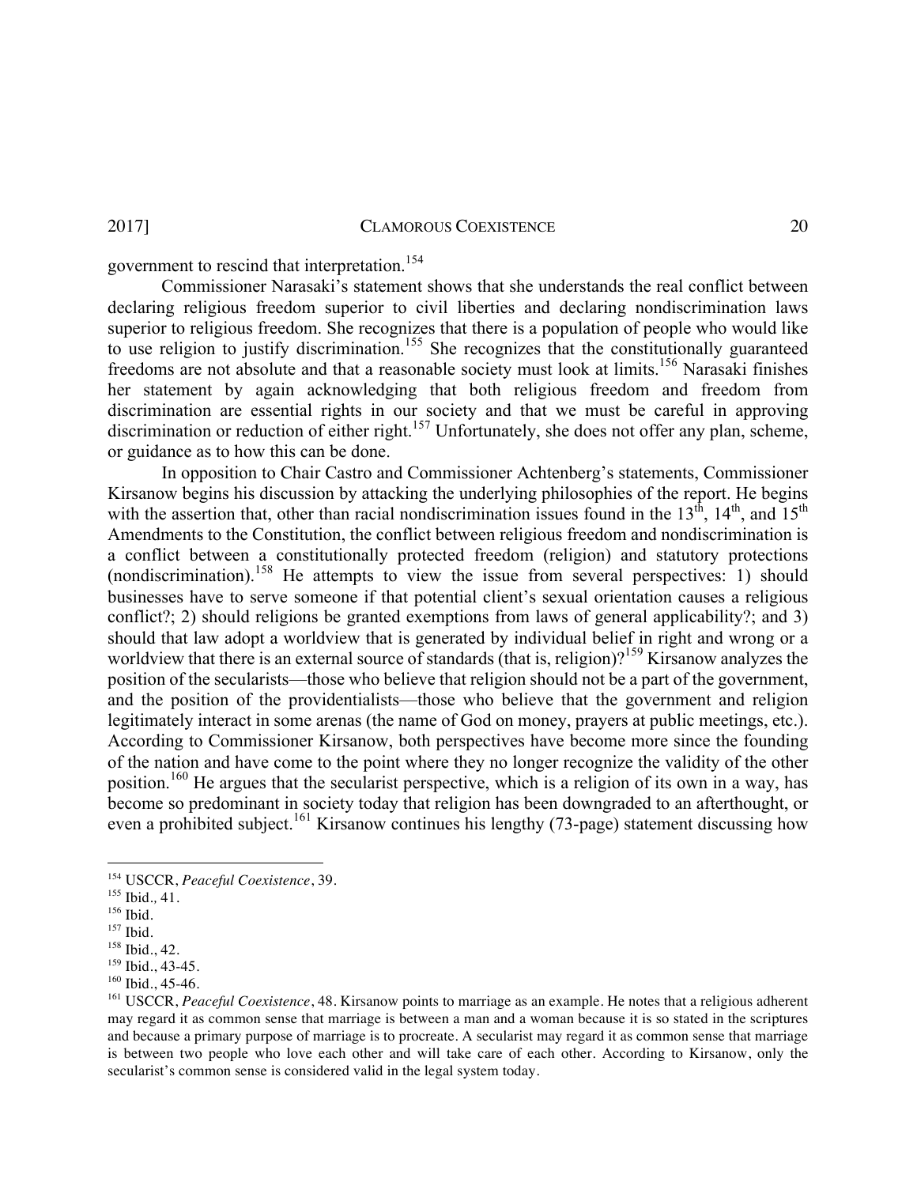government to rescind that interpretation.[154]

Commissioner Narasaki's statement shows that she understands the real conflict between declaring religious freedom superior to civil liberties and declaring nondiscrimination laws superior to religious freedom. She recognizes that there is a population of people who would like to use religion to justify discrimination.[155] She recognizes that the constitutionally guaranteed freedoms are not absolute and that a reasonable society must look at limits.[156] Narasaki finishes her statement by again acknowledging that both religious freedom and freedom from discrimination are essential rights in our society and that we must be careful in approving discrimination or reduction of either right.[157] Unfortunately, she does not offer any plan, scheme, or guidance as to how this can be done.

In opposition to Chair Castro and Commissioner Achtenberg's statements, Commissioner Kirsanow begins his discussion by attacking the underlying philosophies of the report. He begins with the assertion that, other than racial nondiscrimination issues found in the 13th, 14th, and 15th Amendments to the Constitution, the conflict between religious freedom and nondiscrimination is a conflict between a constitutionally protected freedom (religion) and statutory protections (nondiscrimination).[158] He attempts to view the issue from several perspectives: 1) should businesses have to serve someone if that potential client's sexual orientation causes a religious conflict?; 2) should religions be granted exemptions from laws of general applicability?; and 3) should that law adopt a worldview that is generated by individual belief in right and wrong or a worldview that there is an external source of standards (that is, religion)?[159] Kirsanow analyzes the position of the secularists—those who believe that religion should not be a part of the government, and the position of the providentialists—those who believe that the government and religion legitimately interact in some arenas (the name of God on money, prayers at public meetings, etc.). According to Commissioner Kirsanow, both perspectives have become more since the founding of the nation and have come to the point where they no longer recognize the validity of the other position.[160] He argues that the secularist perspective, which is a religion of its own in a way, has become so predominant in society today that religion has been downgraded to an afterthought, or even a prohibited subject.[161] Kirsanow continues his lengthy (73-page) statement discussing how

---

[154] USCCR, *Peaceful Coexistence*, 39.

[155] Ibid., 41.

[156] Ibid.

[157] Ibid.

[158] Ibid., 42.

[159] Ibid., 43-45.

[160] Ibid., 45-46.

[161] USCCR, *Peaceful Coexistence*, 48. Kirsanow points to marriage as an example. He notes that a religious adherent may regard it as common sense that marriage is between a man and a woman because it is so stated in the scriptures and because a primary purpose of marriage is to procreate. A secularist may regard it as common sense that marriage is between two people who love each other and will take care of each other. According to Kirsanow, only the secularist's common sense is considered valid in the legal system today.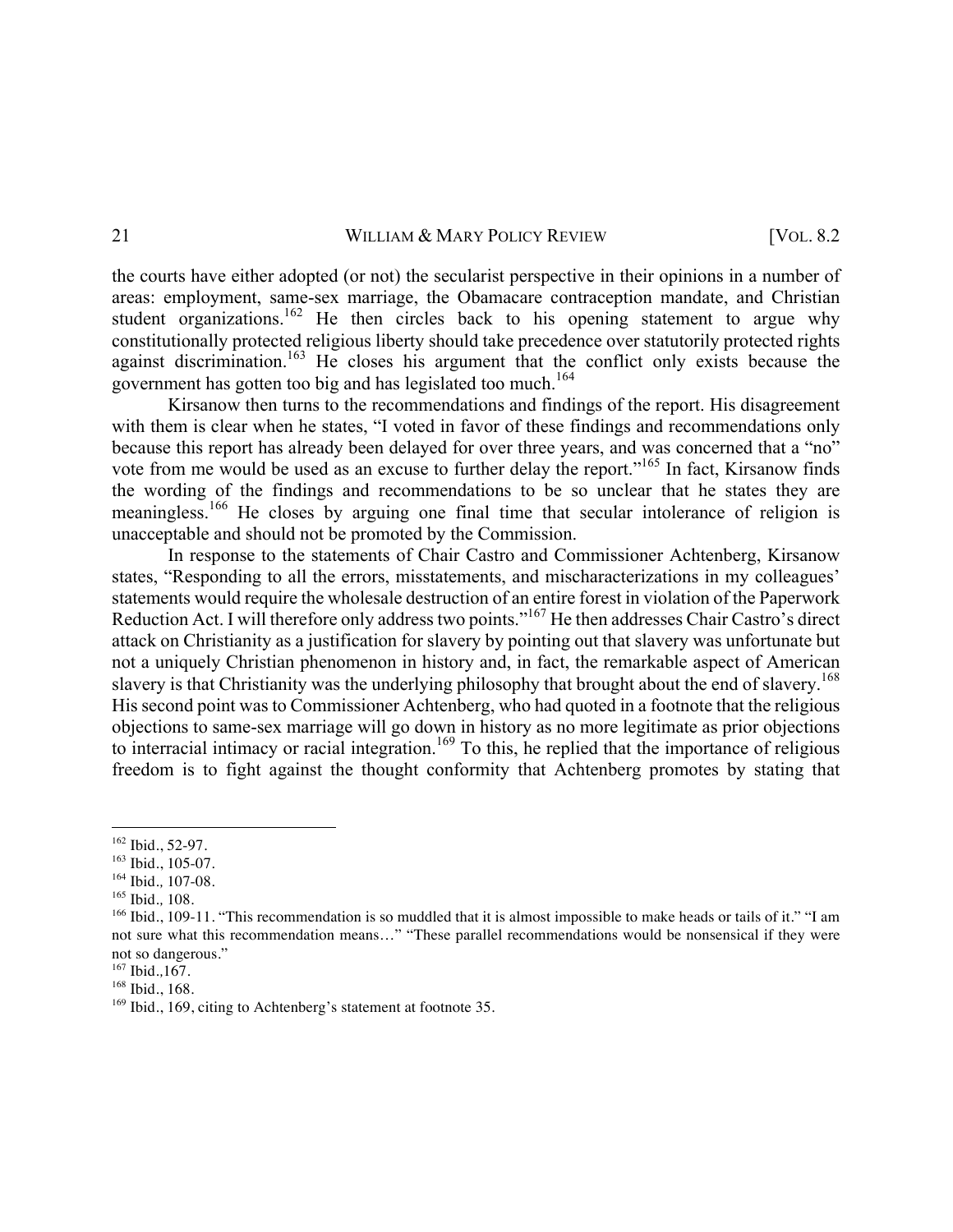the courts have either adopted (or not) the secularist perspective in their opinions in a number of areas: employment, same-sex marriage, the Obamacare contraception mandate, and Christian student organizations.[162] He then circles back to his opening statement to argue why constitutionally protected religious liberty should take precedence over statutorily protected rights against discrimination.[163] He closes his argument that the conflict only exists because the government has gotten too big and has legislated too much.[164]

Kirsanow then turns to the recommendations and findings of the report. His disagreement with them is clear when he states, "I voted in favor of these findings and recommendations only because this report has already been delayed for over three years, and was concerned that a "no" vote from me would be used as an excuse to further delay the report."[165] In fact, Kirsanow finds the wording of the findings and recommendations to be so unclear that he states they are meaningless.[166] He closes by arguing one final time that secular intolerance of religion is unacceptable and should not be promoted by the Commission.

In response to the statements of Chair Castro and Commissioner Achtenberg, Kirsanow states, "Responding to all the errors, misstatements, and mischaracterizations in my colleagues' statements would require the wholesale destruction of an entire forest in violation of the Paperwork Reduction Act. I will therefore only address two points."[167] He then addresses Chair Castro's direct attack on Christianity as a justification for slavery by pointing out that slavery was unfortunate but not a uniquely Christian phenomenon in history and, in fact, the remarkable aspect of American slavery is that Christianity was the underlying philosophy that brought about the end of slavery.[168] His second point was to Commissioner Achtenberg, who had quoted in a footnote that the religious objections to same-sex marriage will go down in history as no more legitimate as prior objections to interracial intimacy or racial integration.[169] To this, he replied that the importance of religious freedom is to fight against the thought conformity that Achtenberg promotes by stating that

---

[162] Ibid., 52-97.

[163] Ibid., 105-07.

[164] Ibid., 107-08.

[165] Ibid., 108.

[166] Ibid., 109-11. "This recommendation is so muddled that it is almost impossible to make heads or tails of it." "I am not sure what this recommendation means…" "These parallel recommendations would be nonsensical if they were not so dangerous."

[167] Ibid.,167.

[168] Ibid., 168.

[169] Ibid., 169, citing to Achtenberg's statement at footnote 35.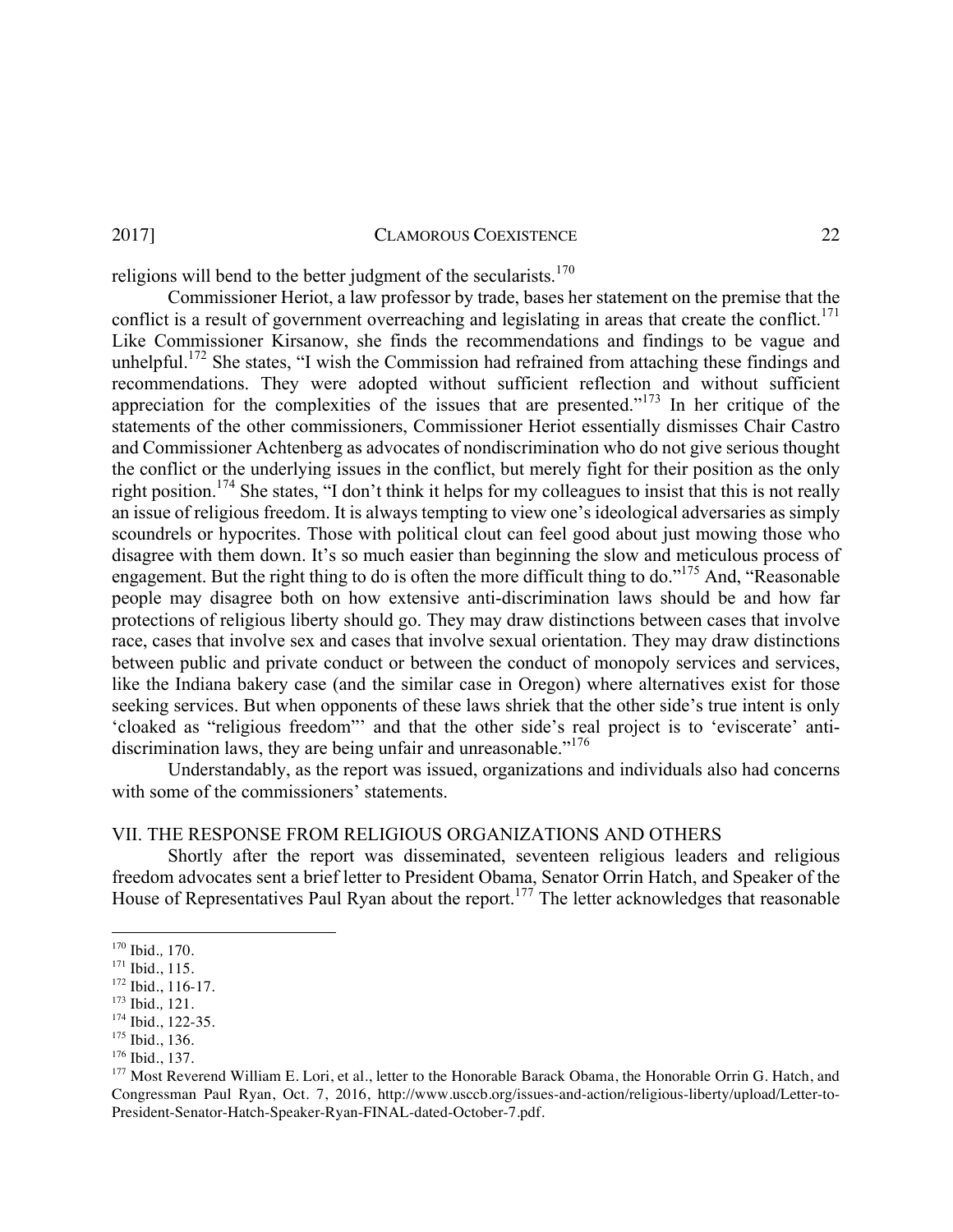religions will bend to the better judgment of the secularists.[170]

Commissioner Heriot, a law professor by trade, bases her statement on the premise that the conflict is a result of government overreaching and legislating in areas that create the conflict.[171] Like Commissioner Kirsanow, she finds the recommendations and findings to be vague and unhelpful.[172] She states, "I wish the Commission had refrained from attaching these findings and recommendations. They were adopted without sufficient reflection and without sufficient appreciation for the complexities of the issues that are presented."[173] In her critique of the statements of the other commissioners, Commissioner Heriot essentially dismisses Chair Castro and Commissioner Achtenberg as advocates of nondiscrimination who do not give serious thought the conflict or the underlying issues in the conflict, but merely fight for their position as the only right position.[174] She states, "I don't think it helps for my colleagues to insist that this is not really an issue of religious freedom. It is always tempting to view one's ideological adversaries as simply scoundrels or hypocrites. Those with political clout can feel good about just mowing those who disagree with them down. It's so much easier than beginning the slow and meticulous process of engagement. But the right thing to do is often the more difficult thing to do."[175] And, "Reasonable people may disagree both on how extensive anti-discrimination laws should be and how far protections of religious liberty should go. They may draw distinctions between cases that involve race, cases that involve sex and cases that involve sexual orientation. They may draw distinctions between public and private conduct or between the conduct of monopoly services and services, like the Indiana bakery case (and the similar case in Oregon) where alternatives exist for those seeking services. But when opponents of these laws shriek that the other side's true intent is only 'cloaked as "religious freedom"' and that the other side's real project is to 'eviscerate' anti-discrimination laws, they are being unfair and unreasonable."[176]

Understandably, as the report was issued, organizations and individuals also had concerns with some of the commissioners' statements.

## VII. THE RESPONSE FROM RELIGIOUS ORGANIZATIONS AND OTHERS

Shortly after the report was disseminated, seventeen religious leaders and religious freedom advocates sent a brief letter to President Obama, Senator Orrin Hatch, and Speaker of the House of Representatives Paul Ryan about the report.[177] The letter acknowledges that reasonable

---

[170] Ibid., 170.

[171] Ibid., 115.

[172] Ibid., 116-17.

[173] Ibid., 121.

[174] Ibid., 122-35.

[175] Ibid., 136.

[176] Ibid., 137.

[177] Most Reverend William E. Lori, et al., letter to the Honorable Barack Obama, the Honorable Orrin G. Hatch, and Congressman Paul Ryan, Oct. 7, 2016, http://www.usccb.org/issues-and-action/religious-liberty/upload/Letter-to-President-Senator-Hatch-Speaker-Ryan-FINAL-dated-October-7.pdf.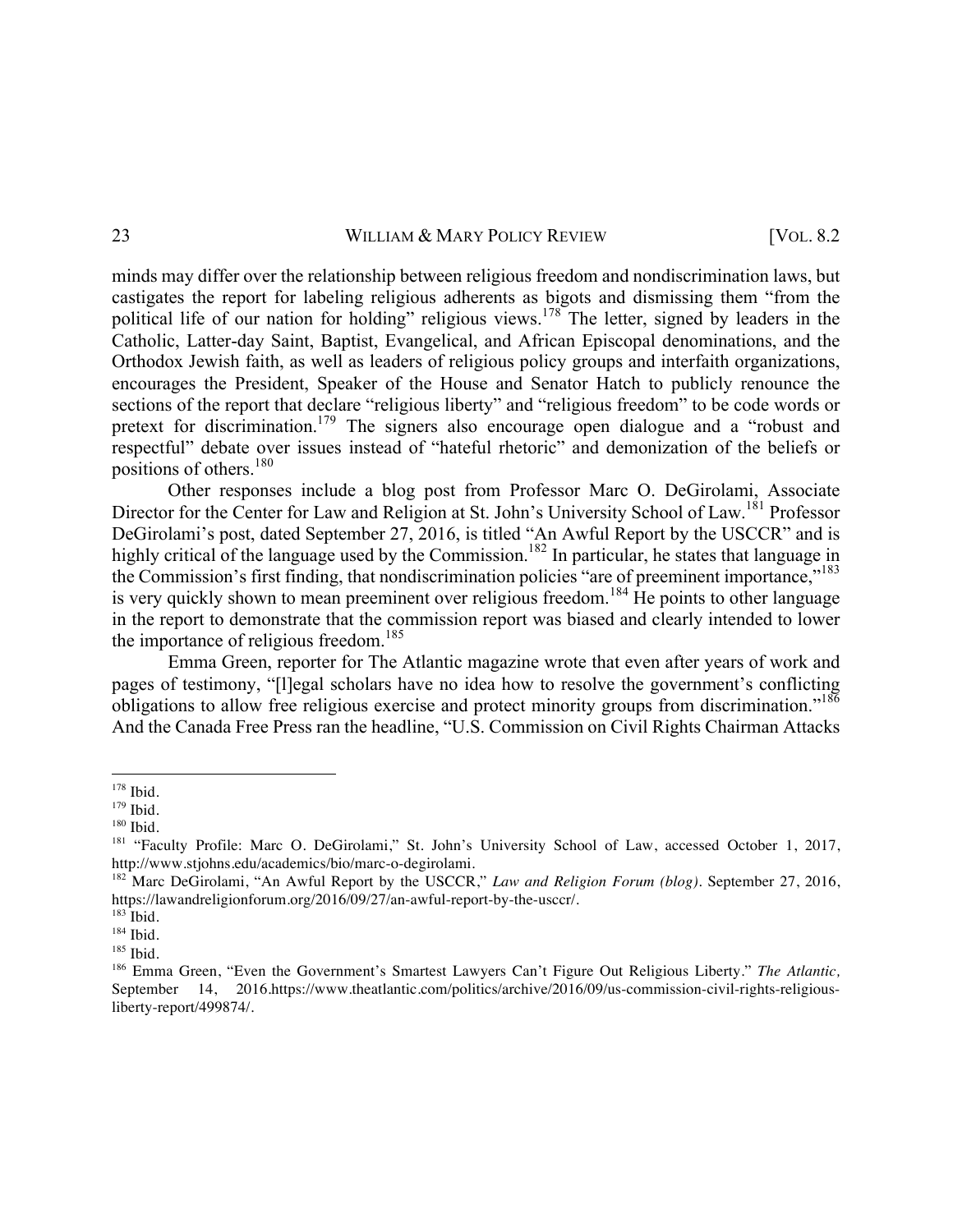minds may differ over the relationship between religious freedom and nondiscrimination laws, but castigates the report for labeling religious adherents as bigots and dismissing them "from the political life of our nation for holding" religious views.[178] The letter, signed by leaders in the Catholic, Latter-day Saint, Baptist, Evangelical, and African Episcopal denominations, and the Orthodox Jewish faith, as well as leaders of religious policy groups and interfaith organizations, encourages the President, Speaker of the House and Senator Hatch to publicly renounce the sections of the report that declare "religious liberty" and "religious freedom" to be code words or pretext for discrimination.[179] The signers also encourage open dialogue and a "robust and respectful" debate over issues instead of "hateful rhetoric" and demonization of the beliefs or positions of others.[180]

Other responses include a blog post from Professor Marc O. DeGirolami, Associate Director for the Center for Law and Religion at St. John's University School of Law.[181] Professor DeGirolami's post, dated September 27, 2016, is titled "An Awful Report by the USCCR" and is highly critical of the language used by the Commission.[182] In particular, he states that language in the Commission's first finding, that nondiscrimination policies "are of preeminent importance,"[183] is very quickly shown to mean preeminent over religious freedom.[184] He points to other language in the report to demonstrate that the commission report was biased and clearly intended to lower the importance of religious freedom.[185]

Emma Green, reporter for The Atlantic magazine wrote that even after years of work and pages of testimony, "[l]egal scholars have no idea how to resolve the government's conflicting obligations to allow free religious exercise and protect minority groups from discrimination."[186] And the Canada Free Press ran the headline, "U.S. Commission on Civil Rights Chairman Attacks

---

[178] Ibid.

[179] Ibid.

[180] Ibid.

[181] "Faculty Profile: Marc O. DeGirolami," St. John's University School of Law, accessed October 1, 2017, http://www.stjohns.edu/academics/bio/marc-o-degirolami.

[182] Marc DeGirolami, "An Awful Report by the USCCR," *Law and Religion Forum (blog)*. September 27, 2016, https://lawandreligionforum.org/2016/09/27/an-awful-report-by-the-usccr/.

[183] Ibid.

[184] Ibid.

[185] Ibid.

[186] Emma Green, "Even the Government's Smartest Lawyers Can't Figure Out Religious Liberty." *The Atlantic*, September 14, 2016.https://www.theatlantic.com/politics/archive/2016/09/us-commission-civil-rights-religious-liberty-report/499874/.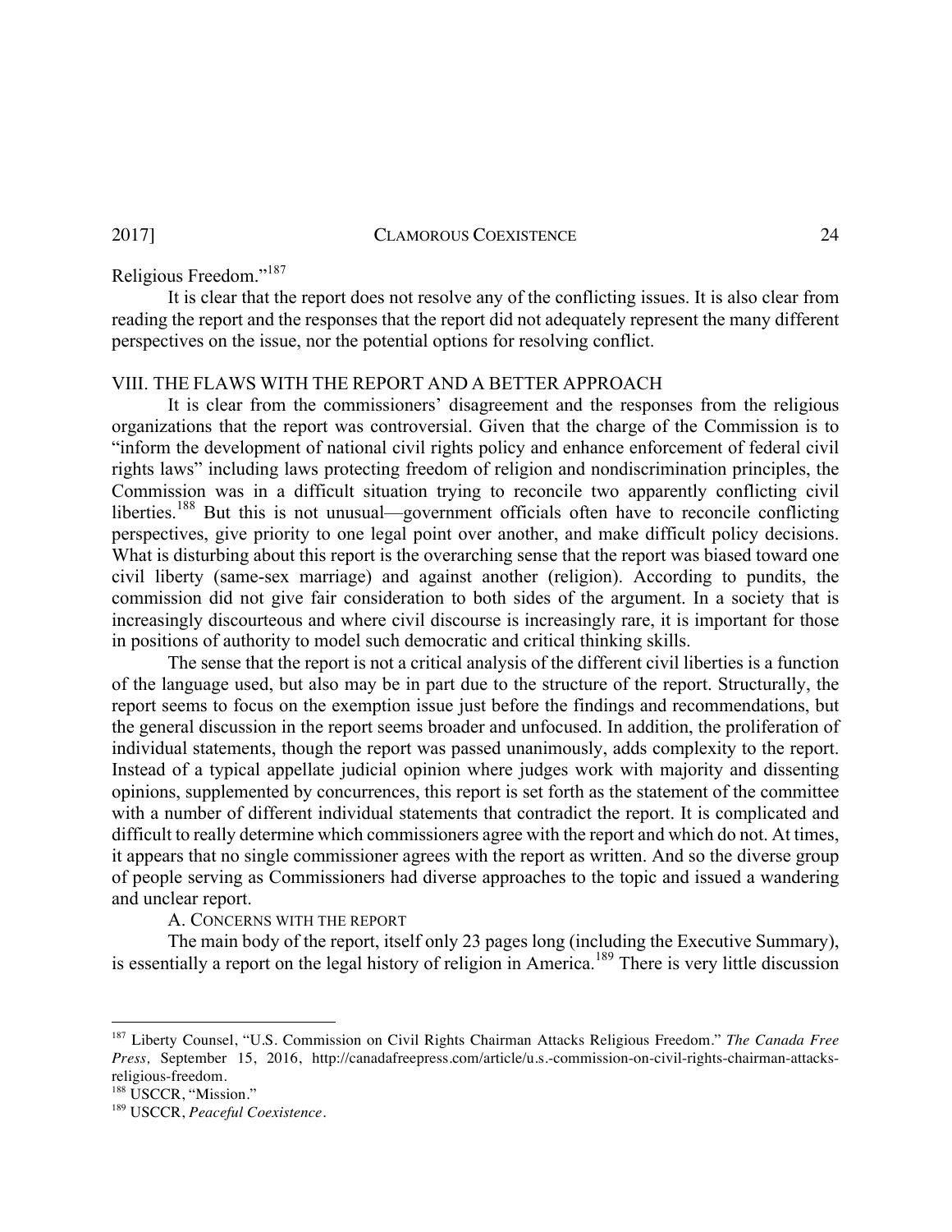Religious Freedom."[187]

It is clear that the report does not resolve any of the conflicting issues. It is also clear from reading the report and the responses that the report did not adequately represent the many different perspectives on the issue, nor the potential options for resolving conflict.

## VIII. THE FLAWS WITH THE REPORT AND A BETTER APPROACH

It is clear from the commissioners' disagreement and the responses from the religious organizations that the report was controversial. Given that the charge of the Commission is to "inform the development of national civil rights policy and enhance enforcement of federal civil rights laws" including laws protecting freedom of religion and nondiscrimination principles, the Commission was in a difficult situation trying to reconcile two apparently conflicting civil liberties.[188] But this is not unusual—government officials often have to reconcile conflicting perspectives, give priority to one legal point over another, and make difficult policy decisions. What is disturbing about this report is the overarching sense that the report was biased toward one civil liberty (same-sex marriage) and against another (religion). According to pundits, the commission did not give fair consideration to both sides of the argument. In a society that is increasingly discourteous and where civil discourse is increasingly rare, it is important for those in positions of authority to model such democratic and critical thinking skills.

The sense that the report is not a critical analysis of the different civil liberties is a function of the language used, but also may be in part due to the structure of the report. Structurally, the report seems to focus on the exemption issue just before the findings and recommendations, but the general discussion in the report seems broader and unfocused. In addition, the proliferation of individual statements, though the report was passed unanimously, adds complexity to the report. Instead of a typical appellate judicial opinion where judges work with majority and dissenting opinions, supplemented by concurrences, this report is set forth as the statement of the committee with a number of different individual statements that contradict the report. It is complicated and difficult to really determine which commissioners agree with the report and which do not. At times, it appears that no single commissioner agrees with the report as written. And so the diverse group of people serving as Commissioners had diverse approaches to the topic and issued a wandering and unclear report.

### A. CONCERNS WITH THE REPORT

The main body of the report, itself only 23 pages long (including the Executive Summary), is essentially a report on the legal history of religion in America.[189] There is very little discussion

---

[187] Liberty Counsel, "U.S. Commission on Civil Rights Chairman Attacks Religious Freedom." *The Canada Free Press,* September 15, 2016, http://canadafreepress.com/article/u.s.-commission-on-civil-rights-chairman-attacks-religious-freedom.

[188] USCCR, "Mission."

[189] USCCR, *Peaceful Coexistence*.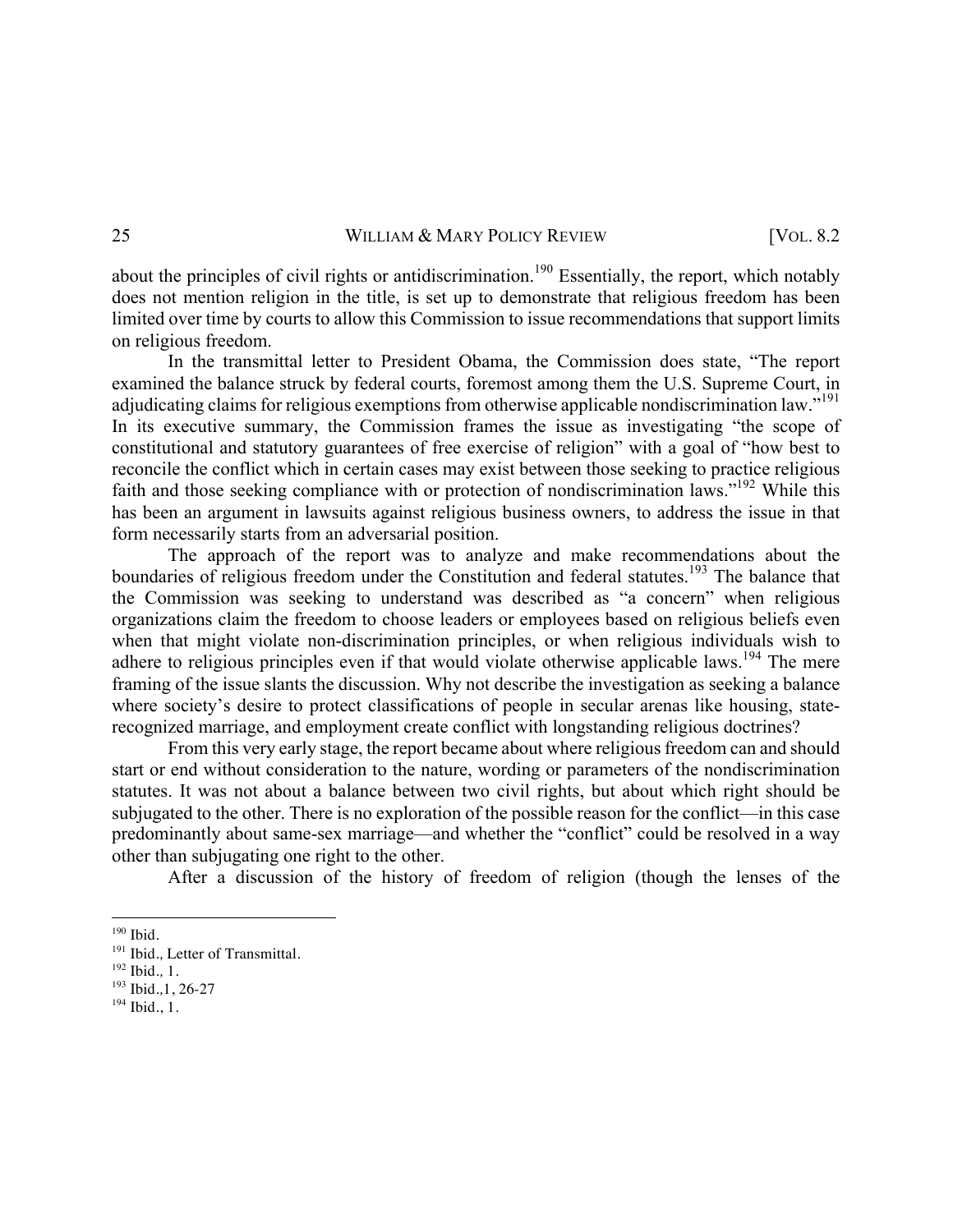about the principles of civil rights or antidiscrimination.[190] Essentially, the report, which notably does not mention religion in the title, is set up to demonstrate that religious freedom has been limited over time by courts to allow this Commission to issue recommendations that support limits on religious freedom.

In the transmittal letter to President Obama, the Commission does state, "The report examined the balance struck by federal courts, foremost among them the U.S. Supreme Court, in adjudicating claims for religious exemptions from otherwise applicable nondiscrimination law."[191] In its executive summary, the Commission frames the issue as investigating "the scope of constitutional and statutory guarantees of free exercise of religion" with a goal of "how best to reconcile the conflict which in certain cases may exist between those seeking to practice religious faith and those seeking compliance with or protection of nondiscrimination laws."[192] While this has been an argument in lawsuits against religious business owners, to address the issue in that form necessarily starts from an adversarial position.

The approach of the report was to analyze and make recommendations about the boundaries of religious freedom under the Constitution and federal statutes.[193] The balance that the Commission was seeking to understand was described as "a concern" when religious organizations claim the freedom to choose leaders or employees based on religious beliefs even when that might violate non-discrimination principles, or when religious individuals wish to adhere to religious principles even if that would violate otherwise applicable laws.[194] The mere framing of the issue slants the discussion. Why not describe the investigation as seeking a balance where society's desire to protect classifications of people in secular arenas like housing, state-recognized marriage, and employment create conflict with longstanding religious doctrines?

From this very early stage, the report became about where religious freedom can and should start or end without consideration to the nature, wording or parameters of the nondiscrimination statutes. It was not about a balance between two civil rights, but about which right should be subjugated to the other. There is no exploration of the possible reason for the conflict—in this case predominantly about same-sex marriage—and whether the "conflict" could be resolved in a way other than subjugating one right to the other.

After a discussion of the history of freedom of religion (though the lenses of the

---

[190] Ibid.

[191] Ibid., Letter of Transmittal.

[192] Ibid., 1.

[193] Ibid.,1, 26-27

[194] Ibid., 1.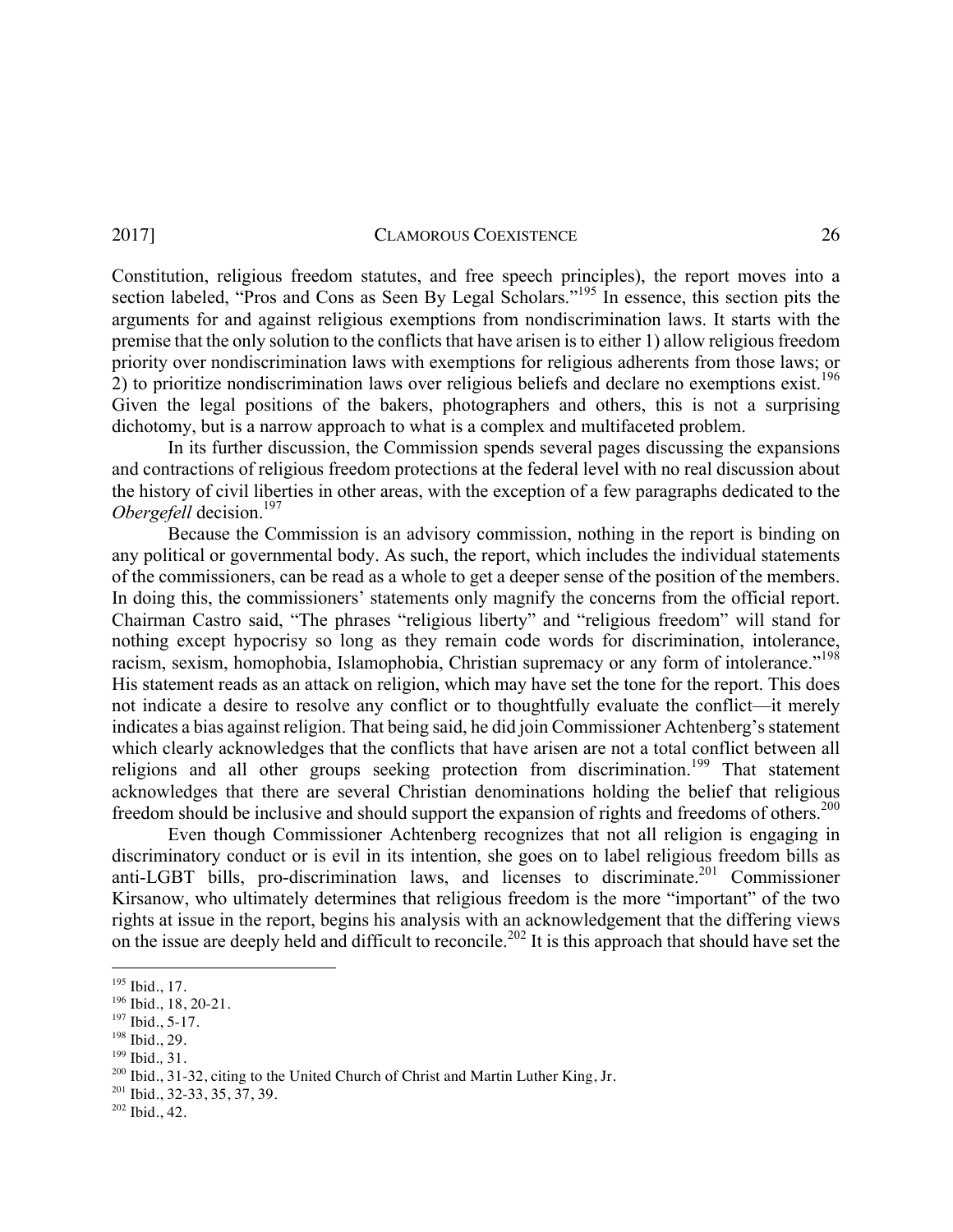Constitution, religious freedom statutes, and free speech principles), the report moves into a section labeled, "Pros and Cons as Seen By Legal Scholars."[195] In essence, this section pits the arguments for and against religious exemptions from nondiscrimination laws. It starts with the premise that the only solution to the conflicts that have arisen is to either 1) allow religious freedom priority over nondiscrimination laws with exemptions for religious adherents from those laws; or 2) to prioritize nondiscrimination laws over religious beliefs and declare no exemptions exist.[196] Given the legal positions of the bakers, photographers and others, this is not a surprising dichotomy, but is a narrow approach to what is a complex and multifaceted problem.

In its further discussion, the Commission spends several pages discussing the expansions and contractions of religious freedom protections at the federal level with no real discussion about the history of civil liberties in other areas, with the exception of a few paragraphs dedicated to the *Obergefell* decision.[197]

Because the Commission is an advisory commission, nothing in the report is binding on any political or governmental body. As such, the report, which includes the individual statements of the commissioners, can be read as a whole to get a deeper sense of the position of the members. In doing this, the commissioners' statements only magnify the concerns from the official report. Chairman Castro said, "The phrases "religious liberty" and "religious freedom" will stand for nothing except hypocrisy so long as they remain code words for discrimination, intolerance, racism, sexism, homophobia, Islamophobia, Christian supremacy or any form of intolerance."[198] His statement reads as an attack on religion, which may have set the tone for the report. This does not indicate a desire to resolve any conflict or to thoughtfully evaluate the conflict—it merely indicates a bias against religion. That being said, he did join Commissioner Achtenberg's statement which clearly acknowledges that the conflicts that have arisen are not a total conflict between all religions and all other groups seeking protection from discrimination.[199] That statement acknowledges that there are several Christian denominations holding the belief that religious freedom should be inclusive and should support the expansion of rights and freedoms of others.[200]

Even though Commissioner Achtenberg recognizes that not all religion is engaging in discriminatory conduct or is evil in its intention, she goes on to label religious freedom bills as anti-LGBT bills, pro-discrimination laws, and licenses to discriminate.[201] Commissioner Kirsanow, who ultimately determines that religious freedom is the more "important" of the two rights at issue in the report, begins his analysis with an acknowledgement that the differing views on the issue are deeply held and difficult to reconcile.[202] It is this approach that should have set the

---

[195] Ibid., 17.

[196] Ibid., 18, 20-21.

[197] Ibid., 5-17.

[198] Ibid., 29.

[199] Ibid., 31.

[200] Ibid., 31-32, citing to the United Church of Christ and Martin Luther King, Jr.

[201] Ibid., 32-33, 35, 37, 39.

[202] Ibid., 42.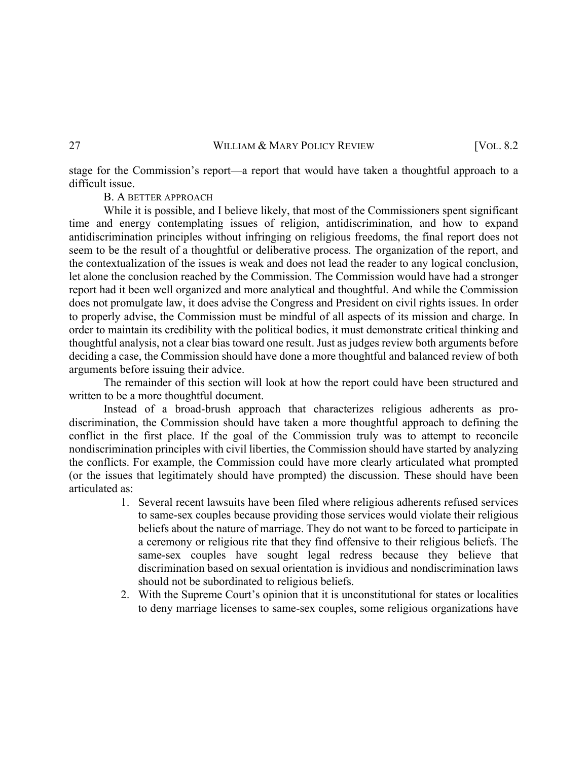stage for the Commission's report—a report that would have taken a thoughtful approach to a difficult issue.

### B. A Better Approach

While it is possible, and I believe likely, that most of the Commissioners spent significant time and energy contemplating issues of religion, antidiscrimination, and how to expand antidiscrimination principles without infringing on religious freedoms, the final report does not seem to be the result of a thoughtful or deliberative process. The organization of the report, and the contextualization of the issues is weak and does not lead the reader to any logical conclusion, let alone the conclusion reached by the Commission. The Commission would have had a stronger report had it been well organized and more analytical and thoughtful. And while the Commission does not promulgate law, it does advise the Congress and President on civil rights issues. In order to properly advise, the Commission must be mindful of all aspects of its mission and charge. In order to maintain its credibility with the political bodies, it must demonstrate critical thinking and thoughtful analysis, not a clear bias toward one result. Just as judges review both arguments before deciding a case, the Commission should have done a more thoughtful and balanced review of both arguments before issuing their advice.

The remainder of this section will look at how the report could have been structured and written to be a more thoughtful document.

Instead of a broad-brush approach that characterizes religious adherents as pro-discrimination, the Commission should have taken a more thoughtful approach to defining the conflict in the first place. If the goal of the Commission truly was to attempt to reconcile nondiscrimination principles with civil liberties, the Commission should have started by analyzing the conflicts. For example, the Commission could have more clearly articulated what prompted (or the issues that legitimately should have prompted) the discussion. These should have been articulated as:

1. Several recent lawsuits have been filed where religious adherents refused services to same-sex couples because providing those services would violate their religious beliefs about the nature of marriage. They do not want to be forced to participate in a ceremony or religious rite that they find offensive to their religious beliefs. The same-sex couples have sought legal redress because they believe that discrimination based on sexual orientation is invidious and nondiscrimination laws should not be subordinated to religious beliefs.
2. With the Supreme Court's opinion that it is unconstitutional for states or localities to deny marriage licenses to same-sex couples, some religious organizations have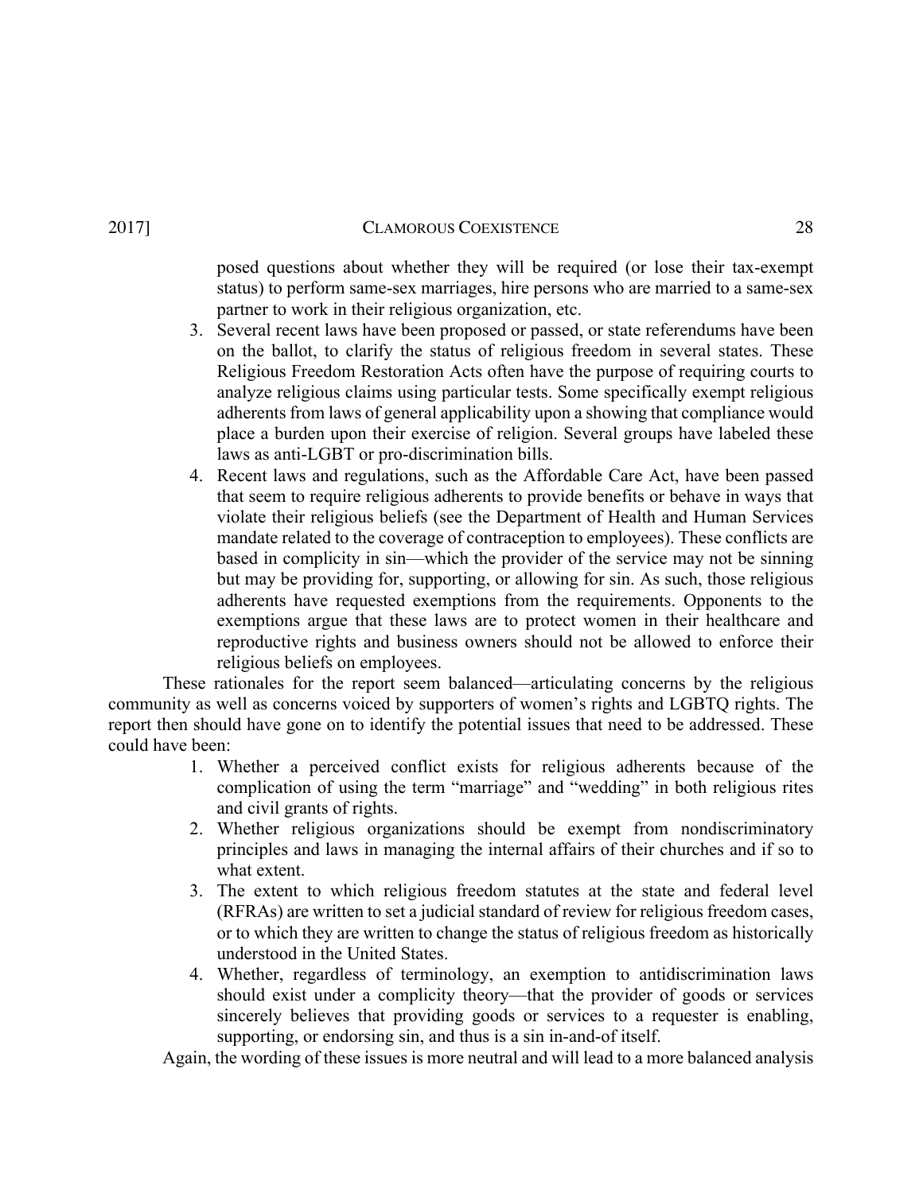posed questions about whether they will be required (or lose their tax-exempt status) to perform same-sex marriages, hire persons who are married to a same-sex partner to work in their religious organization, etc.

3. Several recent laws have been proposed or passed, or state referendums have been on the ballot, to clarify the status of religious freedom in several states. These Religious Freedom Restoration Acts often have the purpose of requiring courts to analyze religious claims using particular tests. Some specifically exempt religious adherents from laws of general applicability upon a showing that compliance would place a burden upon their exercise of religion. Several groups have labeled these laws as anti-LGBT or pro-discrimination bills.
4. Recent laws and regulations, such as the Affordable Care Act, have been passed that seem to require religious adherents to provide benefits or behave in ways that violate their religious beliefs (see the Department of Health and Human Services mandate related to the coverage of contraception to employees). These conflicts are based in complicity in sin—which the provider of the service may not be sinning but may be providing for, supporting, or allowing for sin. As such, those religious adherents have requested exemptions from the requirements. Opponents to the exemptions argue that these laws are to protect women in their healthcare and reproductive rights and business owners should not be allowed to enforce their religious beliefs on employees.

These rationales for the report seem balanced—articulating concerns by the religious community as well as concerns voiced by supporters of women's rights and LGBTQ rights. The report then should have gone on to identify the potential issues that need to be addressed. These could have been:

1. Whether a perceived conflict exists for religious adherents because of the complication of using the term "marriage" and "wedding" in both religious rites and civil grants of rights.
2. Whether religious organizations should be exempt from nondiscriminatory principles and laws in managing the internal affairs of their churches and if so to what extent.
3. The extent to which religious freedom statutes at the state and federal level (RFRAs) are written to set a judicial standard of review for religious freedom cases, or to which they are written to change the status of religious freedom as historically understood in the United States.
4. Whether, regardless of terminology, an exemption to antidiscrimination laws should exist under a complicity theory—that the provider of goods or services sincerely believes that providing goods or services to a requester is enabling, supporting, or endorsing sin, and thus is a sin in-and-of itself.

Again, the wording of these issues is more neutral and will lead to a more balanced analysis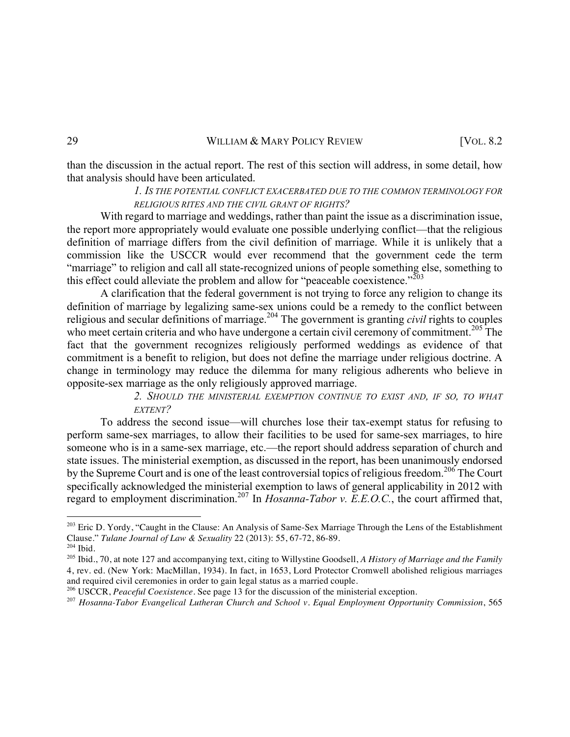than the discussion in the actual report. The rest of this section will address, in some detail, how that analysis should have been articulated.

#### *1. IS THE POTENTIAL CONFLICT EXACERBATED DUE TO THE COMMON TERMINOLOGY FOR RELIGIOUS RITES AND THE CIVIL GRANT OF RIGHTS?*

With regard to marriage and weddings, rather than paint the issue as a discrimination issue, the report more appropriately would evaluate one possible underlying conflict—that the religious definition of marriage differs from the civil definition of marriage. While it is unlikely that a commission like the USCCR would ever recommend that the government cede the term "marriage" to religion and call all state-recognized unions of people something else, something to this effect could alleviate the problem and allow for "peaceable coexistence."[203]

A clarification that the federal government is not trying to force any religion to change its definition of marriage by legalizing same-sex unions could be a remedy to the conflict between religious and secular definitions of marriage.[204] The government is granting *civil* rights to couples who meet certain criteria and who have undergone a certain civil ceremony of commitment.[205] The fact that the government recognizes religiously performed weddings as evidence of that commitment is a benefit to religion, but does not define the marriage under religious doctrine. A change in terminology may reduce the dilemma for many religious adherents who believe in opposite-sex marriage as the only religiously approved marriage.

#### *2. SHOULD THE MINISTERIAL EXEMPTION CONTINUE TO EXIST AND, IF SO, TO WHAT EXTENT?*

To address the second issue—will churches lose their tax-exempt status for refusing to perform same-sex marriages, to allow their facilities to be used for same-sex marriages, to hire someone who is in a same-sex marriage, etc.—the report should address separation of church and state issues. The ministerial exemption, as discussed in the report, has been unanimously endorsed by the Supreme Court and is one of the least controversial topics of religious freedom.[206] The Court specifically acknowledged the ministerial exemption to laws of general applicability in 2012 with regard to employment discrimination.[207] In *Hosanna-Tabor v. E.E.O.C.*, the court affirmed that,

---

[203] Eric D. Yordy, "Caught in the Clause: An Analysis of Same-Sex Marriage Through the Lens of the Establishment Clause." *Tulane Journal of Law & Sexuality* 22 (2013): 55, 67-72, 86-89.

[204] Ibid.

[205] Ibid., 70, at note 127 and accompanying text, citing to Willystine Goodsell, *A History of Marriage and the Family* 4, rev. ed. (New York: MacMillan, 1934). In fact, in 1653, Lord Protector Cromwell abolished religious marriages and required civil ceremonies in order to gain legal status as a married couple.

[206] USCCR, *Peaceful Coexistence*. See page 13 for the discussion of the ministerial exception.

[207] *Hosanna-Tabor Evangelical Lutheran Church and School v. Equal Employment Opportunity Commission*, 565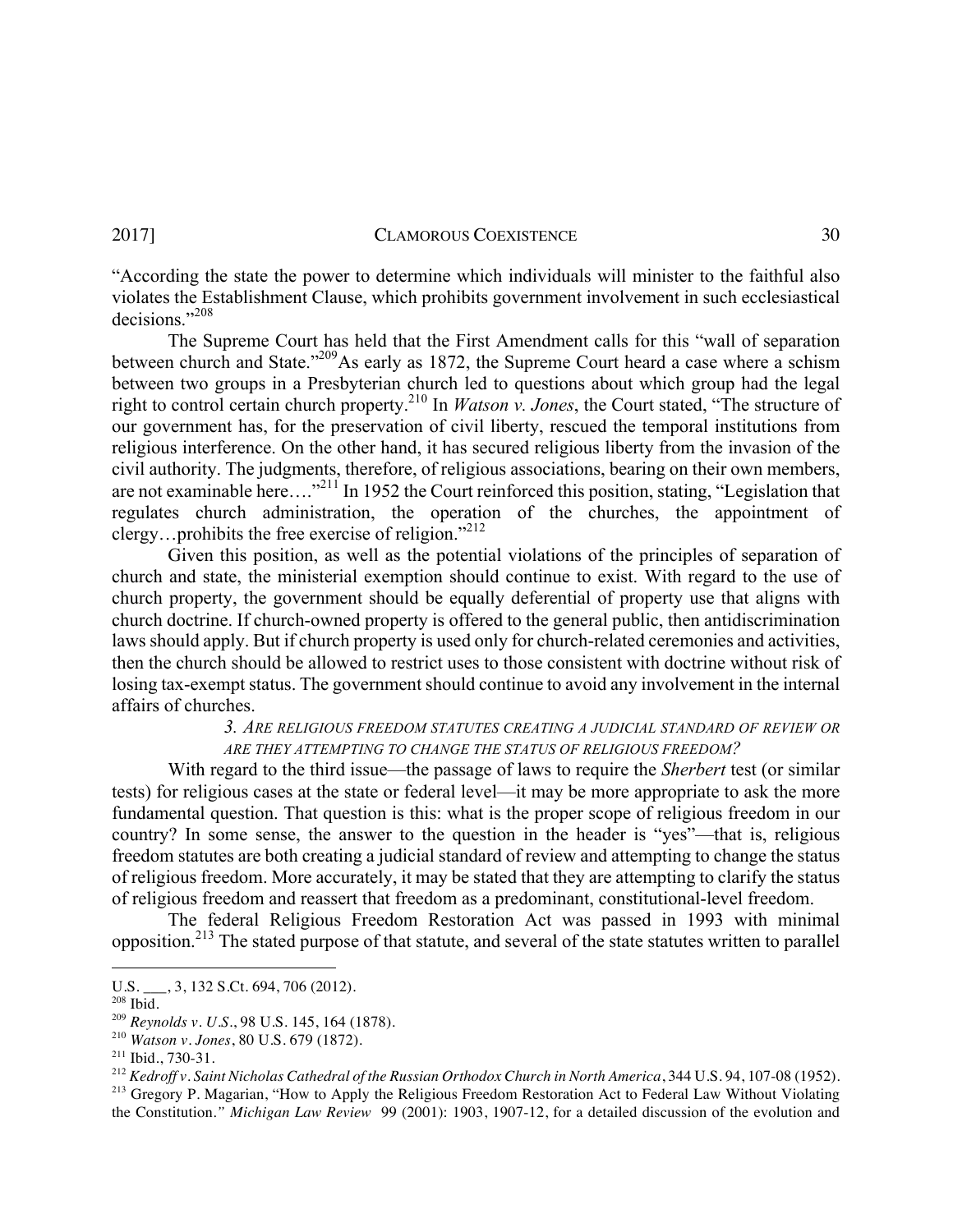"According the state the power to determine which individuals will minister to the faithful also violates the Establishment Clause, which prohibits government involvement in such ecclesiastical decisions."[208]

The Supreme Court has held that the First Amendment calls for this "wall of separation between church and State."[209]As early as 1872, the Supreme Court heard a case where a schism between two groups in a Presbyterian church led to questions about which group had the legal right to control certain church property.[210] In *Watson v. Jones*, the Court stated, "The structure of our government has, for the preservation of civil liberty, rescued the temporal institutions from religious interference. On the other hand, it has secured religious liberty from the invasion of the civil authority. The judgments, therefore, of religious associations, bearing on their own members, are not examinable here…."[211] In 1952 the Court reinforced this position, stating, "Legislation that regulates church administration, the operation of the churches, the appointment of clergy…prohibits the free exercise of religion."[212]

Given this position, as well as the potential violations of the principles of separation of church and state, the ministerial exemption should continue to exist. With regard to the use of church property, the government should be equally deferential of property use that aligns with church doctrine. If church-owned property is offered to the general public, then antidiscrimination laws should apply. But if church property is used only for church-related ceremonies and activities, then the church should be allowed to restrict uses to those consistent with doctrine without risk of losing tax-exempt status. The government should continue to avoid any involvement in the internal affairs of churches.

### *3. Are Religious Freedom Statutes Creating a Judicial Standard of Review or Are They Attempting to Change the Status of Religious Freedom?*

With regard to the third issue—the passage of laws to require the *Sherbert* test (or similar tests) for religious cases at the state or federal level—it may be more appropriate to ask the more fundamental question. That question is this: what is the proper scope of religious freedom in our country? In some sense, the answer to the question in the header is "yes"—that is, religious freedom statutes are both creating a judicial standard of review and attempting to change the status of religious freedom. More accurately, it may be stated that they are attempting to clarify the status of religious freedom and reassert that freedom as a predominant, constitutional-level freedom.

The federal Religious Freedom Restoration Act was passed in 1993 with minimal opposition.[213] The stated purpose of that statute, and several of the state statutes written to parallel

---

U.S. \_\_\_, 3, 132 S.Ct. 694, 706 (2012).

[208] Ibid.

[209] *Reynolds v. U.S.*, 98 U.S. 145, 164 (1878).

[210] *Watson v. Jones*, 80 U.S. 679 (1872).

[211] Ibid., 730-31.

[212] *Kedroff v. Saint Nicholas Cathedral of the Russian Orthodox Church in North America*, 344 U.S. 94, 107-08 (1952).

[213] Gregory P. Magarian, "How to Apply the Religious Freedom Restoration Act to Federal Law Without Violating the Constitution." *Michigan Law Review* 99 (2001): 1903, 1907-12, for a detailed discussion of the evolution and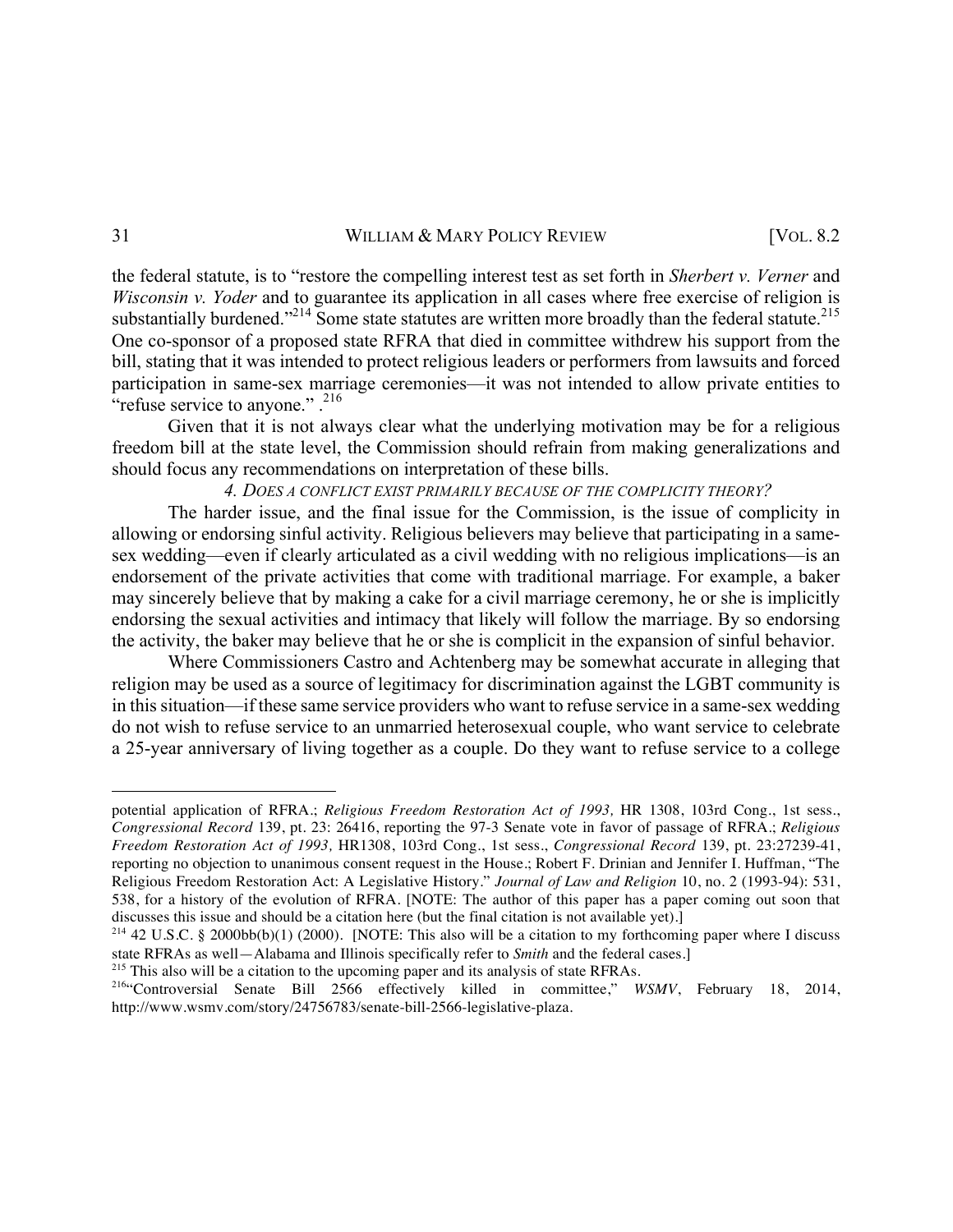the federal statute, is to "restore the compelling interest test as set forth in *Sherbert v. Verner* and *Wisconsin v. Yoder* and to guarantee its application in all cases where free exercise of religion is substantially burdened."[214] Some state statutes are written more broadly than the federal statute.[215] One co-sponsor of a proposed state RFRA that died in committee withdrew his support from the bill, stating that it was intended to protect religious leaders or performers from lawsuits and forced participation in same-sex marriage ceremonies—it was not intended to allow private entities to "refuse service to anyone." .[216]

Given that it is not always clear what the underlying motivation may be for a religious freedom bill at the state level, the Commission should refrain from making generalizations and should focus any recommendations on interpretation of these bills.

#### *4. Does a conflict exist primarily because of the complicity theory?*

The harder issue, and the final issue for the Commission, is the issue of complicity in allowing or endorsing sinful activity. Religious believers may believe that participating in a same-sex wedding—even if clearly articulated as a civil wedding with no religious implications—is an endorsement of the private activities that come with traditional marriage. For example, a baker may sincerely believe that by making a cake for a civil marriage ceremony, he or she is implicitly endorsing the sexual activities and intimacy that likely will follow the marriage. By so endorsing the activity, the baker may believe that he or she is complicit in the expansion of sinful behavior.

Where Commissioners Castro and Achtenberg may be somewhat accurate in alleging that religion may be used as a source of legitimacy for discrimination against the LGBT community is in this situation—if these same service providers who want to refuse service in a same-sex wedding do not wish to refuse service to an unmarried heterosexual couple, who want service to celebrate a 25-year anniversary of living together as a couple. Do they want to refuse service to a college

---

potential application of RFRA.; *Religious Freedom Restoration Act of 1993,* HR 1308, 103rd Cong., 1st sess., *Congressional Record* 139, pt. 23: 26416, reporting the 97-3 Senate vote in favor of passage of RFRA.; *Religious Freedom Restoration Act of 1993,* HR1308, 103rd Cong., 1st sess., *Congressional Record* 139, pt. 23:27239-41, reporting no objection to unanimous consent request in the House.; Robert F. Drinian and Jennifer I. Huffman, "The Religious Freedom Restoration Act: A Legislative History." *Journal of Law and Religion* 10, no. 2 (1993-94): 531, 538, for a history of the evolution of RFRA. [NOTE: The author of this paper has a paper coming out soon that discusses this issue and should be a citation here (but the final citation is not available yet).]

[214] 42 U.S.C. § 2000bb(b)(1) (2000). [NOTE: This also will be a citation to my forthcoming paper where I discuss state RFRAs as well—Alabama and Illinois specifically refer to *Smith* and the federal cases.]

[215] This also will be a citation to the upcoming paper and its analysis of state RFRAs.

[216] "Controversial Senate Bill 2566 effectively killed in committee," *WSMV*, February 18, 2014, http://www.wsmv.com/story/24756783/senate-bill-2566-legislative-plaza.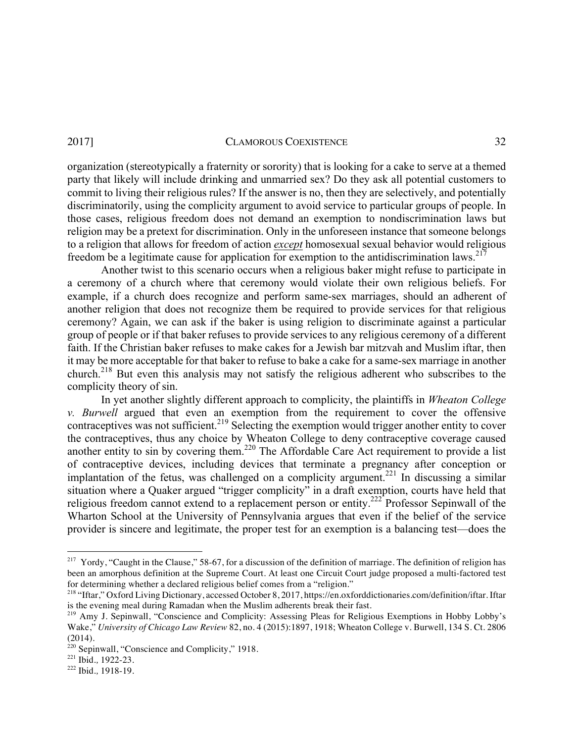organization (stereotypically a fraternity or sorority) that is looking for a cake to serve at a themed party that likely will include drinking and unmarried sex? Do they ask all potential customers to commit to living their religious rules? If the answer is no, then they are selectively, and potentially discriminatorily, using the complicity argument to avoid service to particular groups of people. In those cases, religious freedom does not demand an exemption to nondiscrimination laws but religion may be a pretext for discrimination. Only in the unforeseen instance that someone belongs to a religion that allows for freedom of action *except* homosexual sexual behavior would religious freedom be a legitimate cause for application for exemption to the antidiscrimination laws.[217]

Another twist to this scenario occurs when a religious baker might refuse to participate in a ceremony of a church where that ceremony would violate their own religious beliefs. For example, if a church does recognize and perform same-sex marriages, should an adherent of another religion that does not recognize them be required to provide services for that religious ceremony? Again, we can ask if the baker is using religion to discriminate against a particular group of people or if that baker refuses to provide services to any religious ceremony of a different faith. If the Christian baker refuses to make cakes for a Jewish bar mitzvah and Muslim iftar, then it may be more acceptable for that baker to refuse to bake a cake for a same-sex marriage in another church.[218] But even this analysis may not satisfy the religious adherent who subscribes to the complicity theory of sin.

In yet another slightly different approach to complicity, the plaintiffs in *Wheaton College v. Burwell* argued that even an exemption from the requirement to cover the offensive contraceptives was not sufficient.[219] Selecting the exemption would trigger another entity to cover the contraceptives, thus any choice by Wheaton College to deny contraceptive coverage caused another entity to sin by covering them.[220] The Affordable Care Act requirement to provide a list of contraceptive devices, including devices that terminate a pregnancy after conception or implantation of the fetus, was challenged on a complicity argument.[221] In discussing a similar situation where a Quaker argued "trigger complicity" in a draft exemption, courts have held that religious freedom cannot extend to a replacement person or entity.[222] Professor Sepinwall of the Wharton School at the University of Pennsylvania argues that even if the belief of the service provider is sincere and legitimate, the proper test for an exemption is a balancing test—does the

---

[217] Yordy, "Caught in the Clause," 58-67, for a discussion of the definition of marriage. The definition of religion has been an amorphous definition at the Supreme Court. At least one Circuit Court judge proposed a multi-factored test for determining whether a declared religious belief comes from a "religion."

[218] "Iftar," Oxford Living Dictionary, accessed October 8, 2017, https://en.oxforddictionaries.com/definition/iftar. Iftar is the evening meal during Ramadan when the Muslim adherents break their fast.

[219] Amy J. Sepinwall, "Conscience and Complicity: Assessing Pleas for Religious Exemptions in Hobby Lobby's Wake," *University of Chicago Law Review* 82, no. 4 (2015):1897, 1918; Wheaton College v. Burwell, 134 S. Ct. 2806 (2014).

[220] Sepinwall, "Conscience and Complicity," 1918.

[221] Ibid., 1922-23.

[222] Ibid., 1918-19.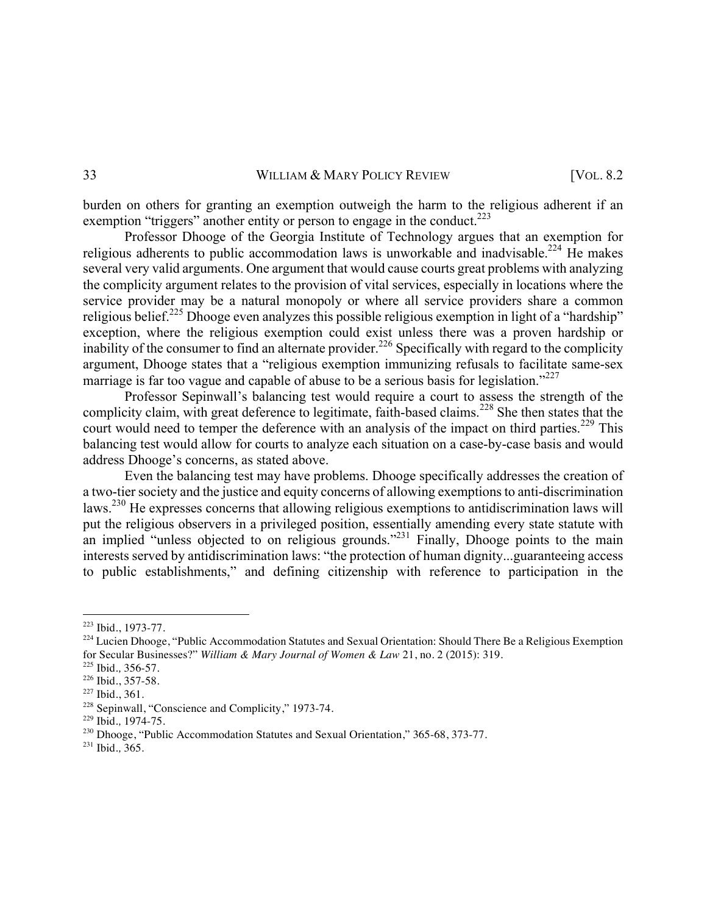burden on others for granting an exemption outweigh the harm to the religious adherent if an exemption "triggers" another entity or person to engage in the conduct.[223]

Professor Dhooge of the Georgia Institute of Technology argues that an exemption for religious adherents to public accommodation laws is unworkable and inadvisable.[224] He makes several very valid arguments. One argument that would cause courts great problems with analyzing the complicity argument relates to the provision of vital services, especially in locations where the service provider may be a natural monopoly or where all service providers share a common religious belief.[225] Dhooge even analyzes this possible religious exemption in light of a "hardship" exception, where the religious exemption could exist unless there was a proven hardship or inability of the consumer to find an alternate provider.[226] Specifically with regard to the complicity argument, Dhooge states that a "religious exemption immunizing refusals to facilitate same-sex marriage is far too vague and capable of abuse to be a serious basis for legislation."[227]

Professor Sepinwall's balancing test would require a court to assess the strength of the complicity claim, with great deference to legitimate, faith-based claims.[228] She then states that the court would need to temper the deference with an analysis of the impact on third parties.[229] This balancing test would allow for courts to analyze each situation on a case-by-case basis and would address Dhooge's concerns, as stated above.

Even the balancing test may have problems. Dhooge specifically addresses the creation of a two-tier society and the justice and equity concerns of allowing exemptions to anti-discrimination laws.[230] He expresses concerns that allowing religious exemptions to antidiscrimination laws will put the religious observers in a privileged position, essentially amending every state statute with an implied "unless objected to on religious grounds."[231] Finally, Dhooge points to the main interests served by antidiscrimination laws: "the protection of human dignity...guaranteeing access to public establishments," and defining citizenship with reference to participation in the

---

[223] Ibid., 1973-77.

[224] Lucien Dhooge, "Public Accommodation Statutes and Sexual Orientation: Should There Be a Religious Exemption for Secular Businesses?" *William & Mary Journal of Women & Law* 21, no. 2 (2015): 319.

[225] Ibid., 356-57.

[226] Ibid., 357-58.

[227] Ibid., 361.

[228] Sepinwall, "Conscience and Complicity," 1973-74.

[229] Ibid., 1974-75.

[230] Dhooge, "Public Accommodation Statutes and Sexual Orientation," 365-68, 373-77.

[231] Ibid., 365.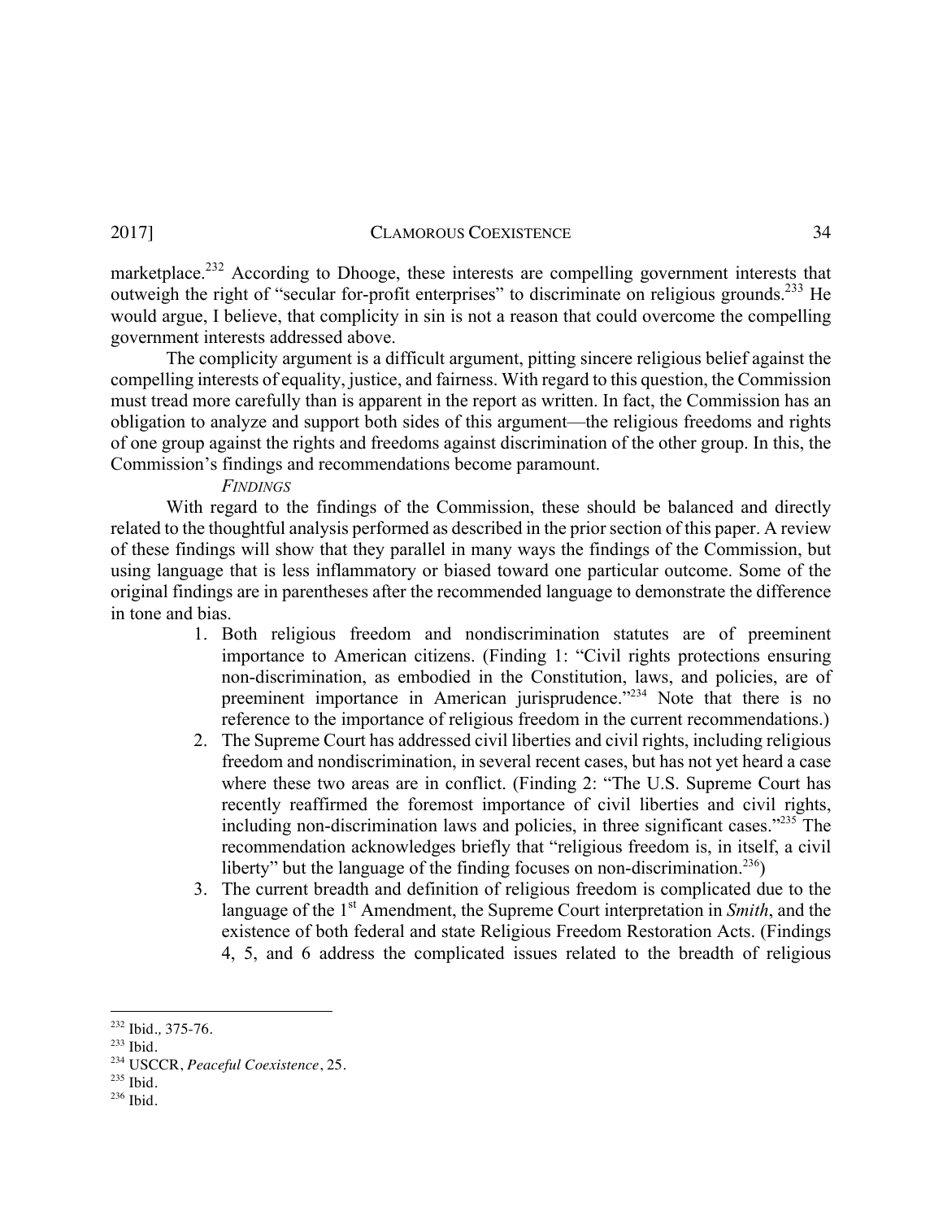marketplace.[232] According to Dhooge, these interests are compelling government interests that outweigh the right of "secular for-profit enterprises" to discriminate on religious grounds.[233] He would argue, I believe, that complicity in sin is not a reason that could overcome the compelling government interests addressed above.

The complicity argument is a difficult argument, pitting sincere religious belief against the compelling interests of equality, justice, and fairness. With regard to this question, the Commission must tread more carefully than is apparent in the report as written. In fact, the Commission has an obligation to analyze and support both sides of this argument—the religious freedoms and rights of one group against the rights and freedoms against discrimination of the other group. In this, the Commission's findings and recommendations become paramount.

*FINDINGS*

With regard to the findings of the Commission, these should be balanced and directly related to the thoughtful analysis performed as described in the prior section of this paper. A review of these findings will show that they parallel in many ways the findings of the Commission, but using language that is less inflammatory or biased toward one particular outcome. Some of the original findings are in parentheses after the recommended language to demonstrate the difference in tone and bias.

1. Both religious freedom and nondiscrimination statutes are of preeminent importance to American citizens. (Finding 1: "Civil rights protections ensuring non-discrimination, as embodied in the Constitution, laws, and policies, are of preeminent importance in American jurisprudence."[234] Note that there is no reference to the importance of religious freedom in the current recommendations.)
2. The Supreme Court has addressed civil liberties and civil rights, including religious freedom and nondiscrimination, in several recent cases, but has not yet heard a case where these two areas are in conflict. (Finding 2: "The U.S. Supreme Court has recently reaffirmed the foremost importance of civil liberties and civil rights, including non-discrimination laws and policies, in three significant cases."[235] The recommendation acknowledges briefly that "religious freedom is, in itself, a civil liberty" but the language of the finding focuses on non-discrimination.[236])
3. The current breadth and definition of religious freedom is complicated due to the language of the 1st Amendment, the Supreme Court interpretation in *Smith*, and the existence of both federal and state Religious Freedom Restoration Acts. (Findings 4, 5, and 6 address the complicated issues related to the breadth of religious

---

[232] Ibid., 375-76.

[233] Ibid.

[234] USCCR, *Peaceful Coexistence*, 25.

[235] Ibid.

[236] Ibid.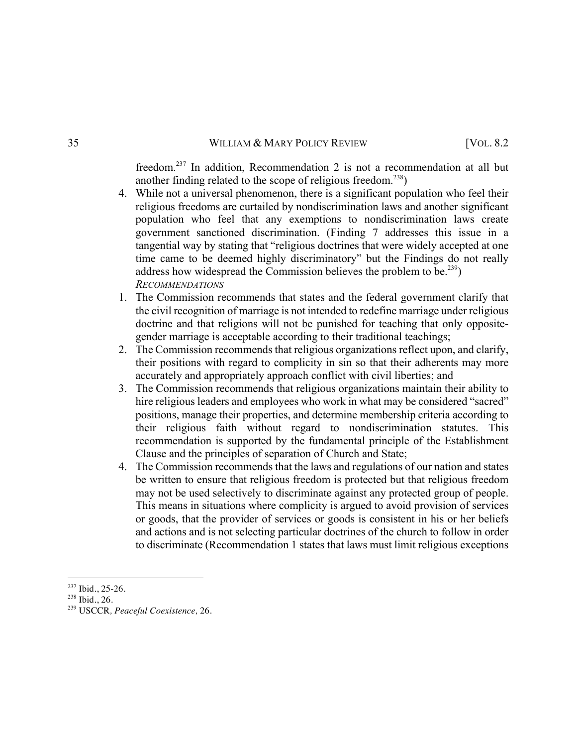freedom.[237] In addition, Recommendation 2 is not a recommendation at all but another finding related to the scope of religious freedom.[238])

4. While not a universal phenomenon, there is a significant population who feel their religious freedoms are curtailed by nondiscrimination laws and another significant population who feel that any exemptions to nondiscrimination laws create government sanctioned discrimination. (Finding 7 addresses this issue in a tangential way by stating that "religious doctrines that were widely accepted at one time came to be deemed highly discriminatory" but the Findings do not really address how widespread the Commission believes the problem to be.[239])

*RECOMMENDATIONS*

1. The Commission recommends that states and the federal government clarify that the civil recognition of marriage is not intended to redefine marriage under religious doctrine and that religions will not be punished for teaching that only opposite-gender marriage is acceptable according to their traditional teachings;
2. The Commission recommends that religious organizations reflect upon, and clarify, their positions with regard to complicity in sin so that their adherents may more accurately and appropriately approach conflict with civil liberties; and
3. The Commission recommends that religious organizations maintain their ability to hire religious leaders and employees who work in what may be considered "sacred" positions, manage their properties, and determine membership criteria according to their religious faith without regard to nondiscrimination statutes. This recommendation is supported by the fundamental principle of the Establishment Clause and the principles of separation of Church and State;
4. The Commission recommends that the laws and regulations of our nation and states be written to ensure that religious freedom is protected but that religious freedom may not be used selectively to discriminate against any protected group of people. This means in situations where complicity is argued to avoid provision of services or goods, that the provider of services or goods is consistent in his or her beliefs and actions and is not selecting particular doctrines of the church to follow in order to discriminate (Recommendation 1 states that laws must limit religious exceptions

---

[237] Ibid., 25-26.

[238] Ibid., 26.

[239] USCCR, *Peaceful Coexistence*, 26.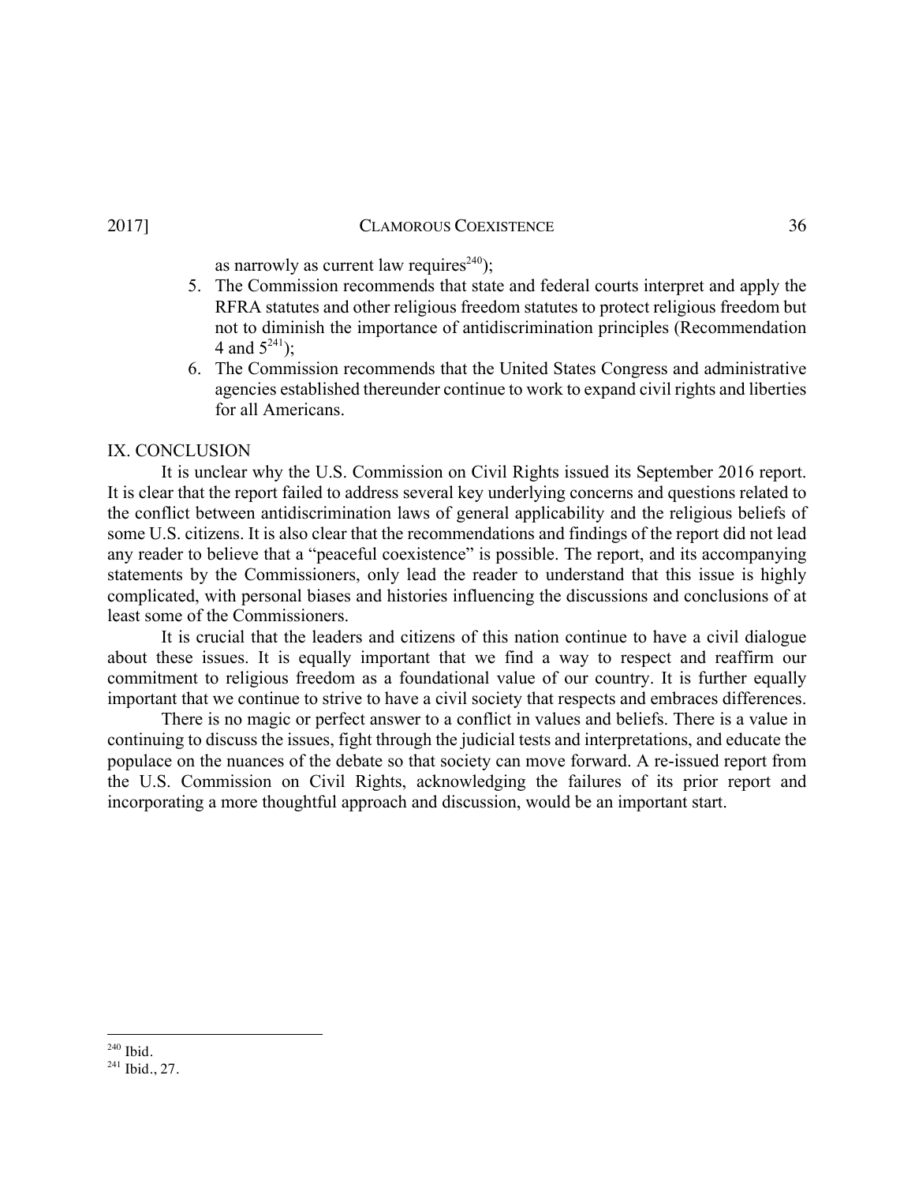as narrowly as current law requires[240]);

5. The Commission recommends that state and federal courts interpret and apply the RFRA statutes and other religious freedom statutes to protect religious freedom but not to diminish the importance of antidiscrimination principles (Recommendation 4 and 5[241]);
6. The Commission recommends that the United States Congress and administrative agencies established thereunder continue to work to expand civil rights and liberties for all Americans.

## IX. CONCLUSION

It is unclear why the U.S. Commission on Civil Rights issued its September 2016 report. It is clear that the report failed to address several key underlying concerns and questions related to the conflict between antidiscrimination laws of general applicability and the religious beliefs of some U.S. citizens. It is also clear that the recommendations and findings of the report did not lead any reader to believe that a "peaceful coexistence" is possible. The report, and its accompanying statements by the Commissioners, only lead the reader to understand that this issue is highly complicated, with personal biases and histories influencing the discussions and conclusions of at least some of the Commissioners.

It is crucial that the leaders and citizens of this nation continue to have a civil dialogue about these issues. It is equally important that we find a way to respect and reaffirm our commitment to religious freedom as a foundational value of our country. It is further equally important that we continue to strive to have a civil society that respects and embraces differences.

There is no magic or perfect answer to a conflict in values and beliefs. There is a value in continuing to discuss the issues, fight through the judicial tests and interpretations, and educate the populace on the nuances of the debate so that society can move forward. A re-issued report from the U.S. Commission on Civil Rights, acknowledging the failures of its prior report and incorporating a more thoughtful approach and discussion, would be an important start.

---

[240] Ibid.

[241] Ibid., 27.